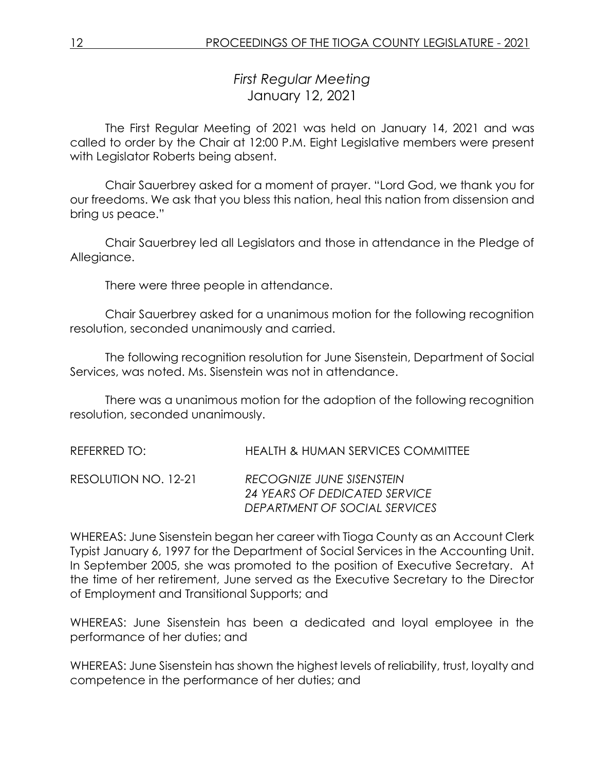## *First Regular Meeting*
January 12, 2021

The First Regular Meeting of 2021 was held on January 14, 2021 and was called to order by the Chair at 12:00 P.M. Eight Legislative members were present with Legislator Roberts being absent.

Chair Sauerbrey asked for a moment of prayer. "Lord God, we thank you for our freedoms. We ask that you bless this nation, heal this nation from dissension and bring us peace."

Chair Sauerbrey led all Legislators and those in attendance in the Pledge of Allegiance.

There were three people in attendance.

Chair Sauerbrey asked for a unanimous motion for the following recognition resolution, seconded unanimously and carried.

The following recognition resolution for June Sisenstein, Department of Social Services, was noted. Ms. Sisenstein was not in attendance.

There was a unanimous motion for the adoption of the following recognition resolution, seconded unanimously.

REFERRED TO: HEALTH & HUMAN SERVICES COMMITTEE

RESOLUTION NO. 12-21 *RECOGNIZE JUNE SISENSTEIN*
*24 YEARS OF DEDICATED SERVICE*
*DEPARTMENT OF SOCIAL SERVICES*

WHEREAS: June Sisenstein began her career with Tioga County as an Account Clerk Typist January 6, 1997 for the Department of Social Services in the Accounting Unit. In September 2005, she was promoted to the position of Executive Secretary. At the time of her retirement, June served as the Executive Secretary to the Director of Employment and Transitional Supports; and

WHEREAS: June Sisenstein has been a dedicated and loyal employee in the performance of her duties; and

WHEREAS: June Sisenstein has shown the highest levels of reliability, trust, loyalty and competence in the performance of her duties; and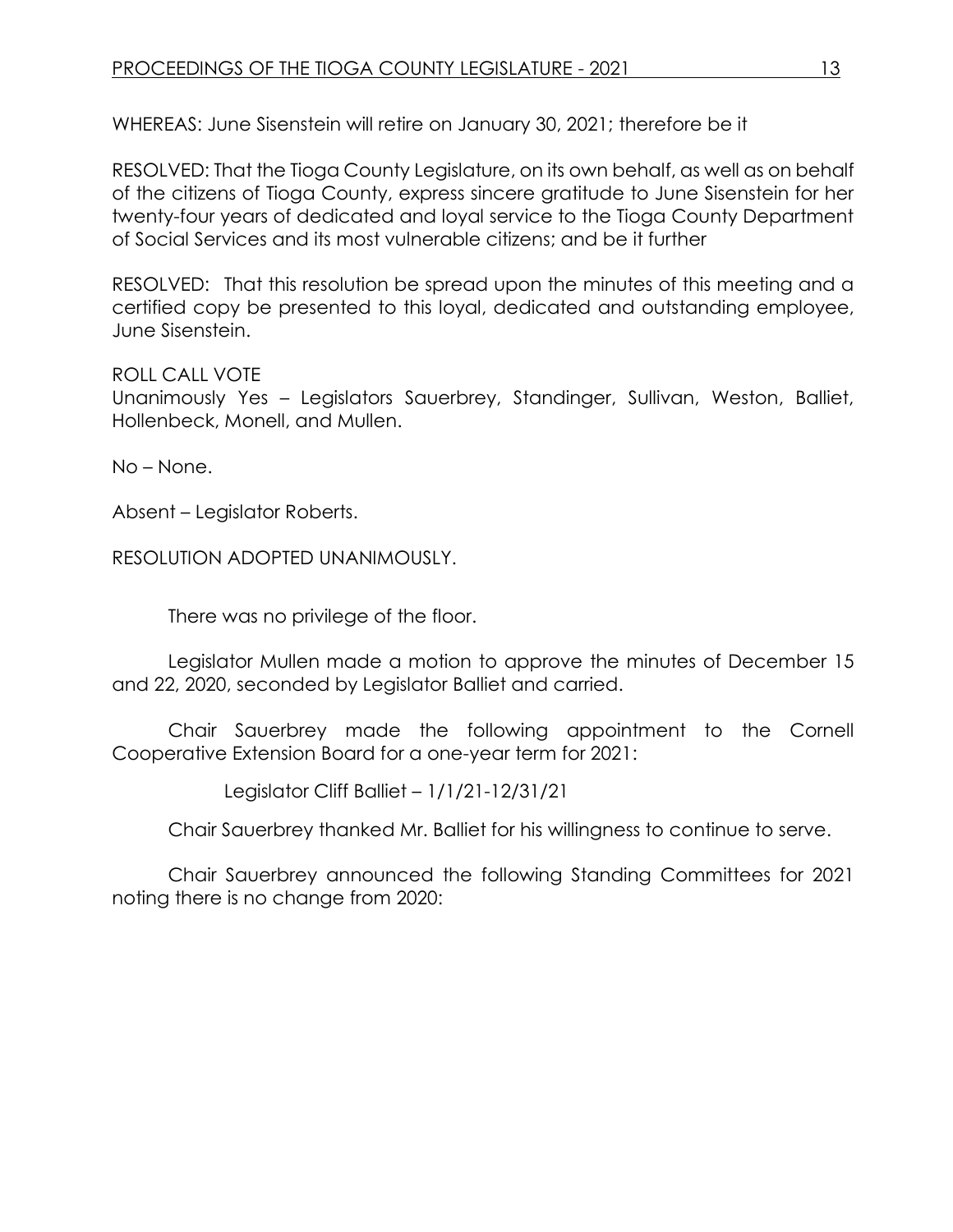WHEREAS: June Sisenstein will retire on January 30, 2021; therefore be it

RESOLVED: That the Tioga County Legislature, on its own behalf, as well as on behalf of the citizens of Tioga County, express sincere gratitude to June Sisenstein for her twenty-four years of dedicated and loyal service to the Tioga County Department of Social Services and its most vulnerable citizens; and be it further

RESOLVED: That this resolution be spread upon the minutes of this meeting and a certified copy be presented to this loyal, dedicated and outstanding employee, June Sisenstein.

ROLL CALL VOTE
Unanimously Yes – Legislators Sauerbrey, Standinger, Sullivan, Weston, Balliet, Hollenbeck, Monell, and Mullen.

No – None.

Absent – Legislator Roberts.

RESOLUTION ADOPTED UNANIMOUSLY.

There was no privilege of the floor.

Legislator Mullen made a motion to approve the minutes of December 15 and 22, 2020, seconded by Legislator Balliet and carried.

Chair Sauerbrey made the following appointment to the Cornell Cooperative Extension Board for a one-year term for 2021:

Legislator Cliff Balliet – 1/1/21-12/31/21

Chair Sauerbrey thanked Mr. Balliet for his willingness to continue to serve.

Chair Sauerbrey announced the following Standing Committees for 2021 noting there is no change from 2020: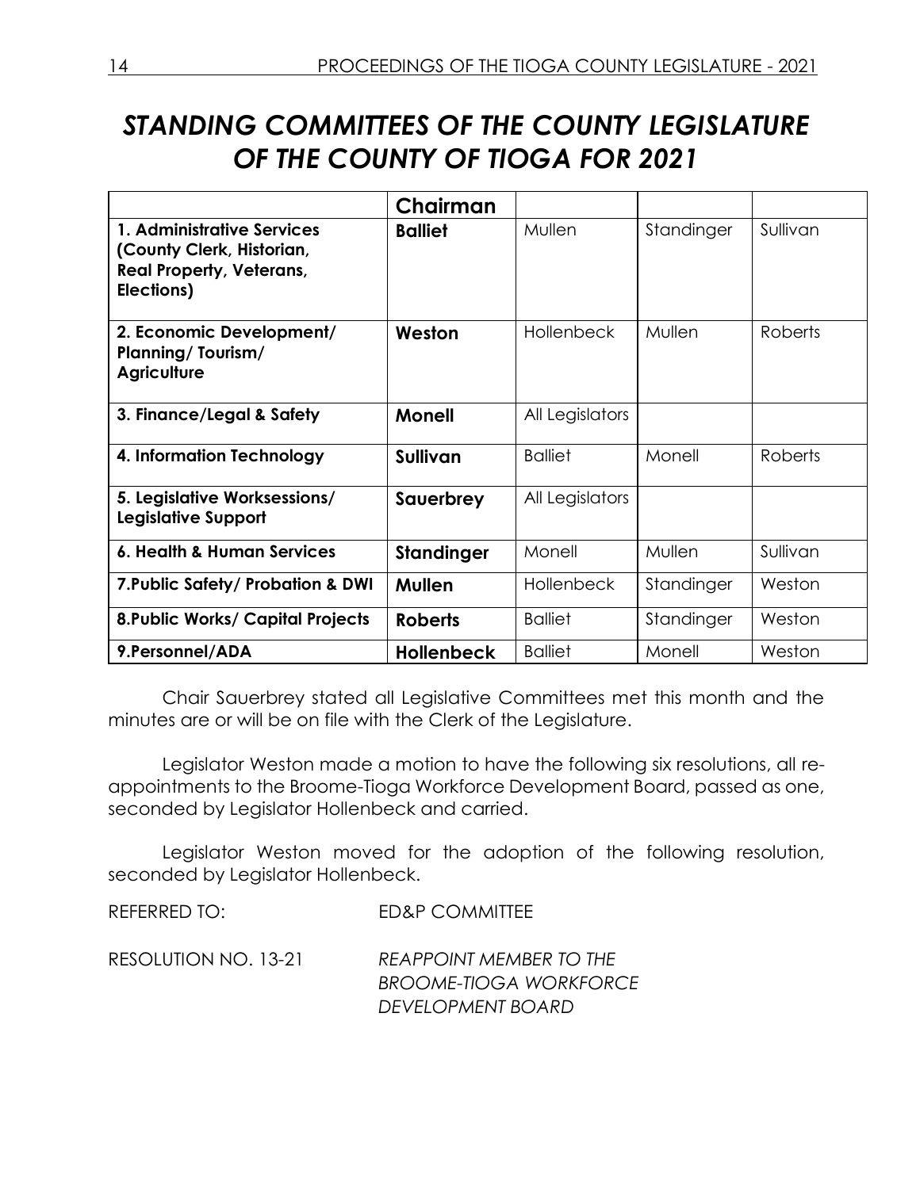# *STANDING COMMITTEES OF THE COUNTY LEGISLATURE OF THE COUNTY OF TIOGA FOR 2021*

| | **Chairman** | | | |
|---|---|---|---|---|
| **1. Administrative Services (County Clerk, Historian, Real Property, Veterans, Elections)** | **Balliet** | Mullen | Standinger | Sullivan |
| **2. Economic Development/ Planning/ Tourism/ Agriculture** | **Weston** | Hollenbeck | Mullen | Roberts |
| **3. Finance/Legal & Safety** | **Monell** | All Legislators | | |
| **4. Information Technology** | **Sullivan** | Balliet | Monell | Roberts |
| **5. Legislative Worksessions/ Legislative Support** | **Sauerbrey** | All Legislators | | |
| **6. Health & Human Services** | **Standinger** | Monell | Mullen | Sullivan |
| **7.Public Safety/ Probation & DWI** | **Mullen** | Hollenbeck | Standinger | Weston |
| **8.Public Works/ Capital Projects** | **Roberts** | Balliet | Standinger | Weston |
| **9.Personnel/ADA** | **Hollenbeck** | Balliet | Monell | Weston |

Chair Sauerbrey stated all Legislative Committees met this month and the minutes are or will be on file with the Clerk of the Legislature.

Legislator Weston made a motion to have the following six resolutions, all re-appointments to the Broome-Tioga Workforce Development Board, passed as one, seconded by Legislator Hollenbeck and carried.

Legislator Weston moved for the adoption of the following resolution, seconded by Legislator Hollenbeck.

REFERRED TO: ED&P COMMITTEE

RESOLUTION NO. 13-21 *REAPPOINT MEMBER TO THE BROOME-TIOGA WORKFORCE DEVELOPMENT BOARD*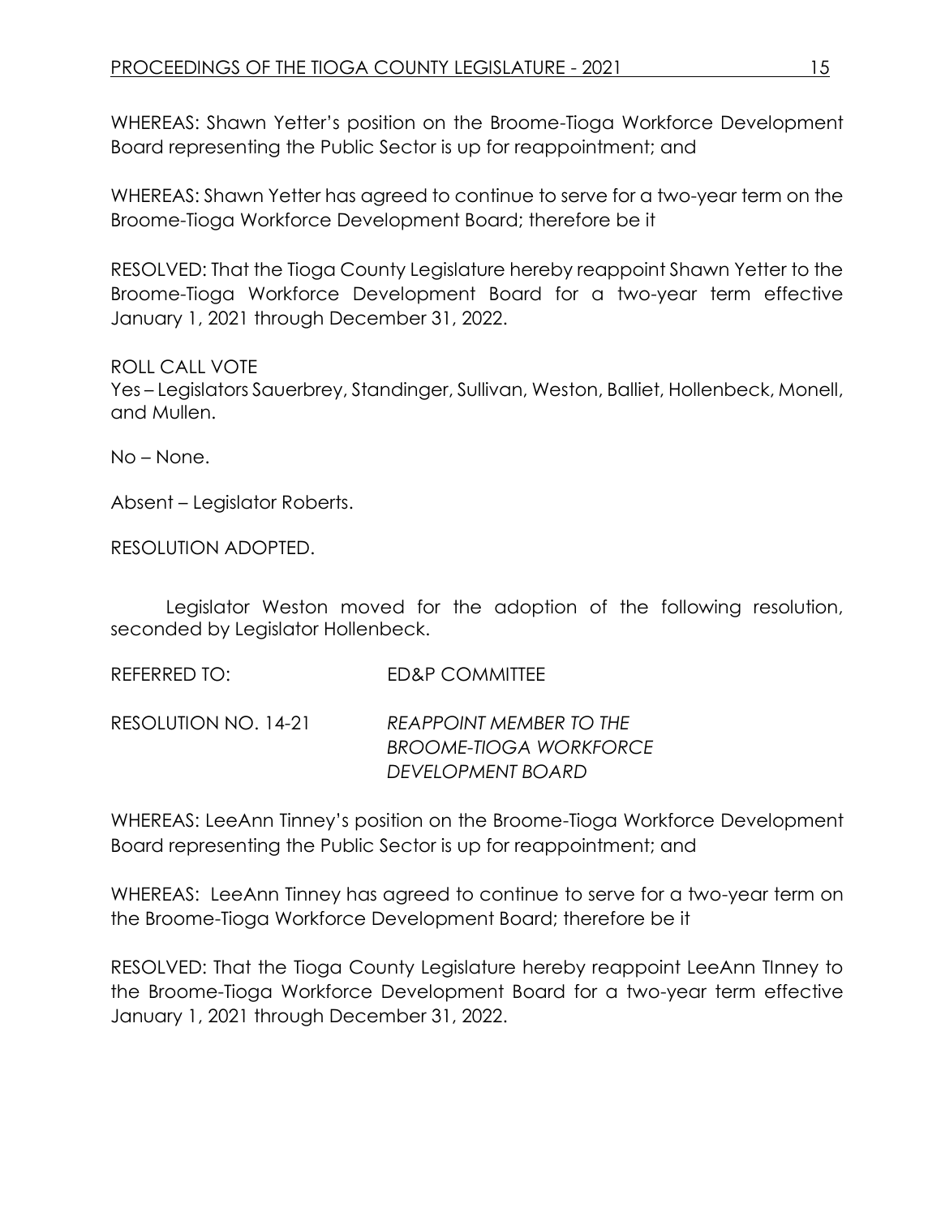WHEREAS: Shawn Yetter's position on the Broome-Tioga Workforce Development Board representing the Public Sector is up for reappointment; and

WHEREAS: Shawn Yetter has agreed to continue to serve for a two-year term on the Broome-Tioga Workforce Development Board; therefore be it

RESOLVED: That the Tioga County Legislature hereby reappoint Shawn Yetter to the Broome-Tioga Workforce Development Board for a two-year term effective January 1, 2021 through December 31, 2022.

ROLL CALL VOTE
Yes – Legislators Sauerbrey, Standinger, Sullivan, Weston, Balliet, Hollenbeck, Monell, and Mullen.

No – None.

Absent – Legislator Roberts.

RESOLUTION ADOPTED.

Legislator Weston moved for the adoption of the following resolution, seconded by Legislator Hollenbeck.

REFERRED TO: ED&P COMMITTEE

RESOLUTION NO. 14-21 *REAPPOINT MEMBER TO THE BROOME-TIOGA WORKFORCE DEVELOPMENT BOARD*

WHEREAS: LeeAnn Tinney's position on the Broome-Tioga Workforce Development Board representing the Public Sector is up for reappointment; and

WHEREAS: LeeAnn Tinney has agreed to continue to serve for a two-year term on the Broome-Tioga Workforce Development Board; therefore be it

RESOLVED: That the Tioga County Legislature hereby reappoint LeeAnn TInney to the Broome-Tioga Workforce Development Board for a two-year term effective January 1, 2021 through December 31, 2022.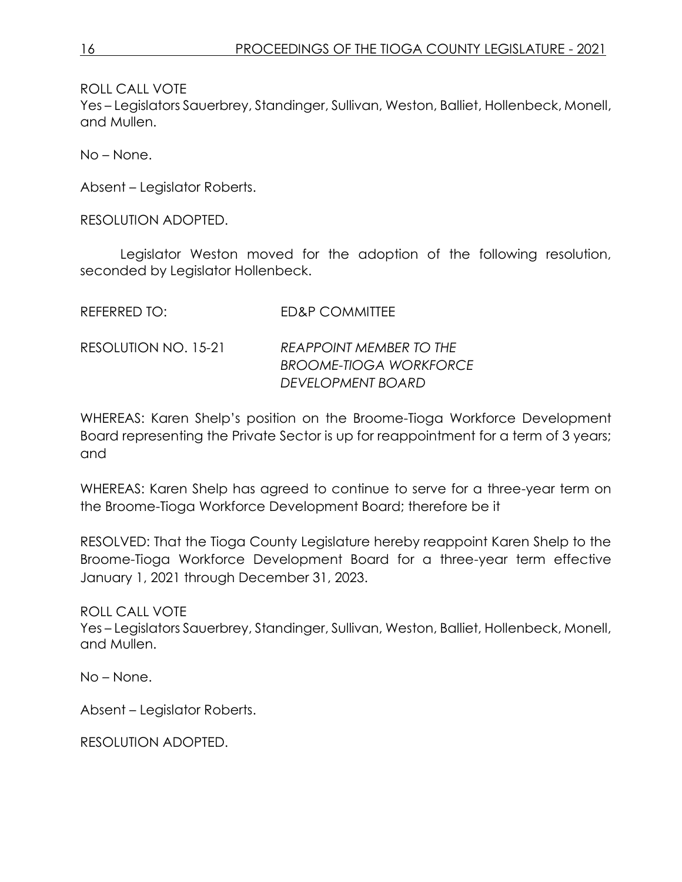ROLL CALL VOTE
Yes – Legislators Sauerbrey, Standinger, Sullivan, Weston, Balliet, Hollenbeck, Monell, and Mullen.

No – None.

Absent – Legislator Roberts.

RESOLUTION ADOPTED.

Legislator Weston moved for the adoption of the following resolution, seconded by Legislator Hollenbeck.

REFERRED TO: ED&P COMMITTEE

RESOLUTION NO. 15-21 *REAPPOINT MEMBER TO THE BROOME-TIOGA WORKFORCE DEVELOPMENT BOARD*

WHEREAS: Karen Shelp's position on the Broome-Tioga Workforce Development Board representing the Private Sector is up for reappointment for a term of 3 years; and

WHEREAS: Karen Shelp has agreed to continue to serve for a three-year term on the Broome-Tioga Workforce Development Board; therefore be it

RESOLVED: That the Tioga County Legislature hereby reappoint Karen Shelp to the Broome-Tioga Workforce Development Board for a three-year term effective January 1, 2021 through December 31, 2023.

ROLL CALL VOTE
Yes – Legislators Sauerbrey, Standinger, Sullivan, Weston, Balliet, Hollenbeck, Monell, and Mullen.

No – None.

Absent – Legislator Roberts.

RESOLUTION ADOPTED.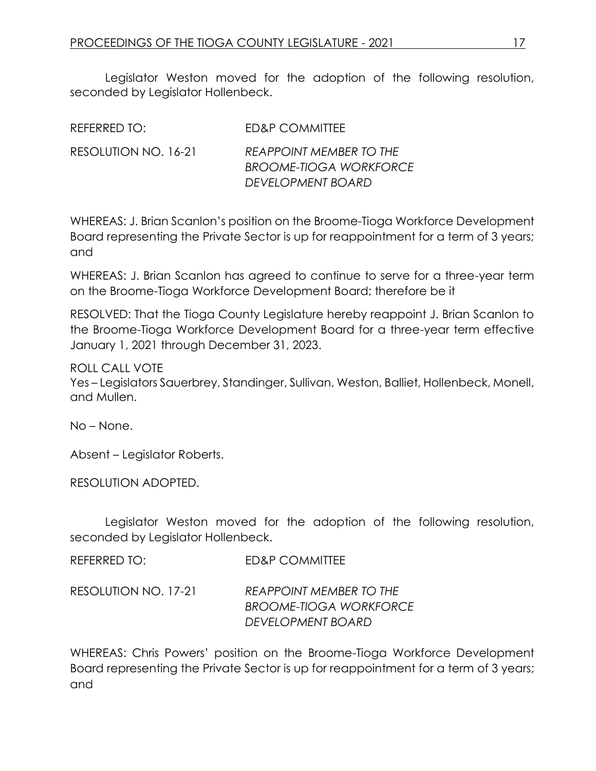Legislator Weston moved for the adoption of the following resolution, seconded by Legislator Hollenbeck.

REFERRED TO: ED&P COMMITTEE

RESOLUTION NO. 16-21 *REAPPOINT MEMBER TO THE BROOME-TIOGA WORKFORCE DEVELOPMENT BOARD*

WHEREAS: J. Brian Scanlon's position on the Broome-Tioga Workforce Development Board representing the Private Sector is up for reappointment for a term of 3 years; and

WHEREAS: J. Brian Scanlon has agreed to continue to serve for a three-year term on the Broome-Tioga Workforce Development Board; therefore be it

RESOLVED: That the Tioga County Legislature hereby reappoint J. Brian Scanlon to the Broome-Tioga Workforce Development Board for a three-year term effective January 1, 2021 through December 31, 2023.

ROLL CALL VOTE
Yes – Legislators Sauerbrey, Standinger, Sullivan, Weston, Balliet, Hollenbeck, Monell, and Mullen.

No – None.

Absent – Legislator Roberts.

RESOLUTION ADOPTED.

Legislator Weston moved for the adoption of the following resolution, seconded by Legislator Hollenbeck.

REFERRED TO: ED&P COMMITTEE

RESOLUTION NO. 17-21 *REAPPOINT MEMBER TO THE BROOME-TIOGA WORKFORCE DEVELOPMENT BOARD*

WHEREAS: Chris Powers' position on the Broome-Tioga Workforce Development Board representing the Private Sector is up for reappointment for a term of 3 years; and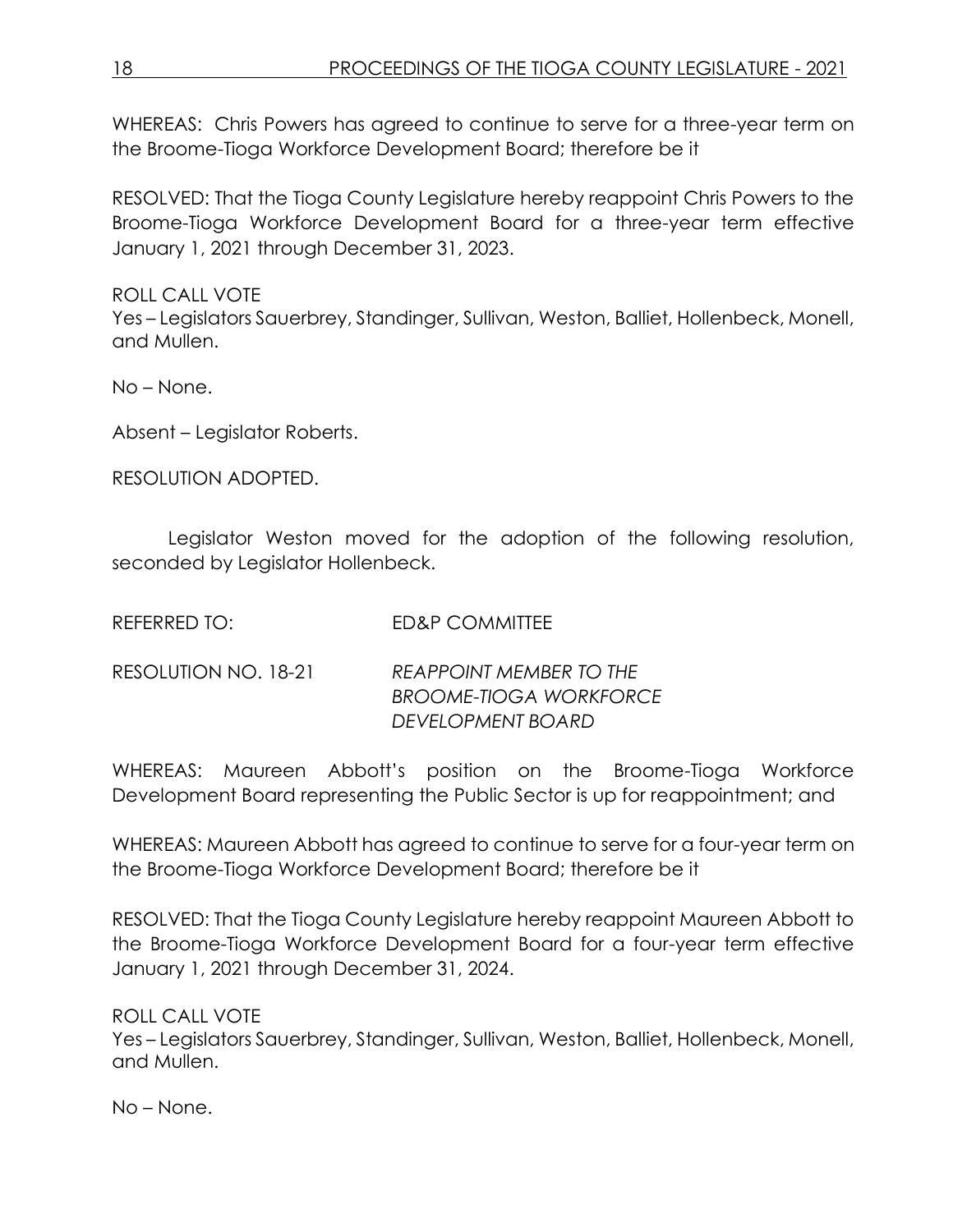WHEREAS: Chris Powers has agreed to continue to serve for a three-year term on the Broome-Tioga Workforce Development Board; therefore be it

RESOLVED: That the Tioga County Legislature hereby reappoint Chris Powers to the Broome-Tioga Workforce Development Board for a three-year term effective January 1, 2021 through December 31, 2023.

ROLL CALL VOTE
Yes – Legislators Sauerbrey, Standinger, Sullivan, Weston, Balliet, Hollenbeck, Monell, and Mullen.

No – None.

Absent – Legislator Roberts.

RESOLUTION ADOPTED.

Legislator Weston moved for the adoption of the following resolution, seconded by Legislator Hollenbeck.

REFERRED TO: ED&P COMMITTEE

RESOLUTION NO. 18-21 *REAPPOINT MEMBER TO THE BROOME-TIOGA WORKFORCE DEVELOPMENT BOARD*

WHEREAS: Maureen Abbott's position on the Broome-Tioga Workforce Development Board representing the Public Sector is up for reappointment; and

WHEREAS: Maureen Abbott has agreed to continue to serve for a four-year term on the Broome-Tioga Workforce Development Board; therefore be it

RESOLVED: That the Tioga County Legislature hereby reappoint Maureen Abbott to the Broome-Tioga Workforce Development Board for a four-year term effective January 1, 2021 through December 31, 2024.

ROLL CALL VOTE
Yes – Legislators Sauerbrey, Standinger, Sullivan, Weston, Balliet, Hollenbeck, Monell, and Mullen.

No – None.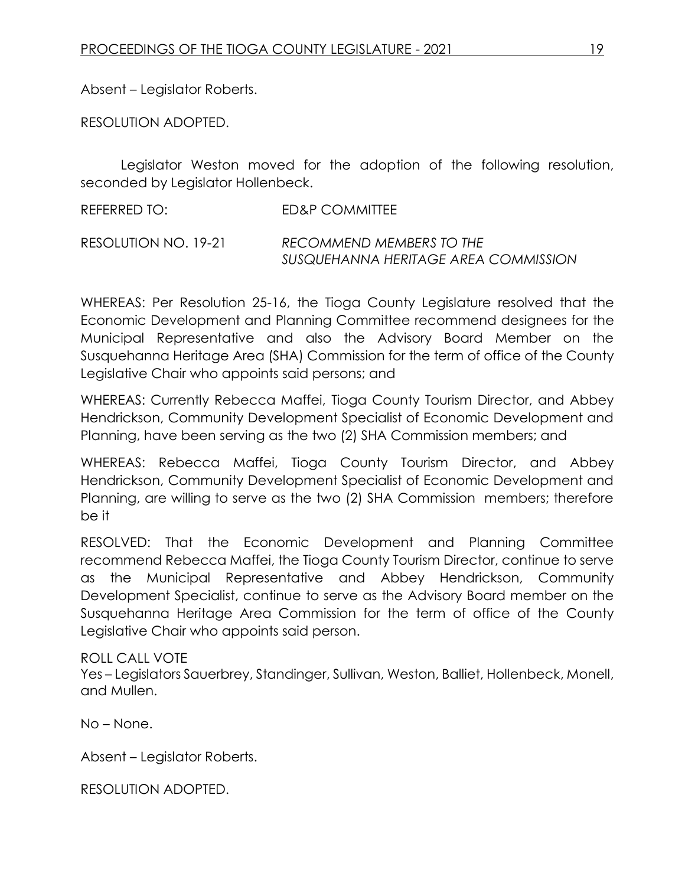Absent – Legislator Roberts.

RESOLUTION ADOPTED.

Legislator Weston moved for the adoption of the following resolution, seconded by Legislator Hollenbeck.

REFERRED TO: ED&P COMMITTEE

RESOLUTION NO. 19-21 *RECOMMEND MEMBERS TO THE SUSQUEHANNA HERITAGE AREA COMMISSION*

WHEREAS: Per Resolution 25-16, the Tioga County Legislature resolved that the Economic Development and Planning Committee recommend designees for the Municipal Representative and also the Advisory Board Member on the Susquehanna Heritage Area (SHA) Commission for the term of office of the County Legislative Chair who appoints said persons; and

WHEREAS: Currently Rebecca Maffei, Tioga County Tourism Director, and Abbey Hendrickson, Community Development Specialist of Economic Development and Planning, have been serving as the two (2) SHA Commission members; and

WHEREAS: Rebecca Maffei, Tioga County Tourism Director, and Abbey Hendrickson, Community Development Specialist of Economic Development and Planning, are willing to serve as the two (2) SHA Commission members; therefore be it

RESOLVED: That the Economic Development and Planning Committee recommend Rebecca Maffei, the Tioga County Tourism Director, continue to serve as the Municipal Representative and Abbey Hendrickson, Community Development Specialist, continue to serve as the Advisory Board member on the Susquehanna Heritage Area Commission for the term of office of the County Legislative Chair who appoints said person.

ROLL CALL VOTE
Yes – Legislators Sauerbrey, Standinger, Sullivan, Weston, Balliet, Hollenbeck, Monell, and Mullen.

No – None.

Absent – Legislator Roberts.

RESOLUTION ADOPTED.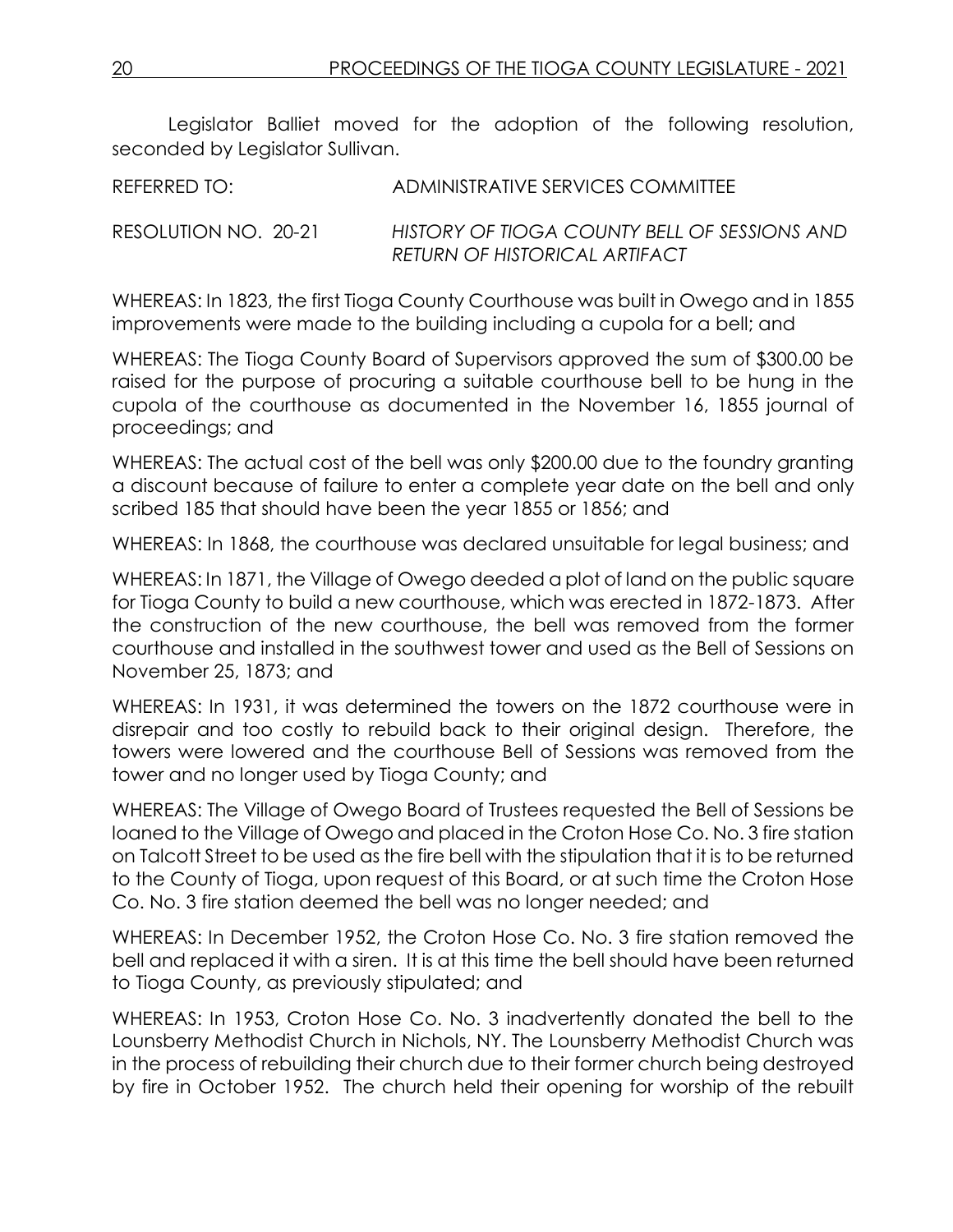Legislator Balliet moved for the adoption of the following resolution, seconded by Legislator Sullivan.

REFERRED TO: ADMINISTRATIVE SERVICES COMMITTEE

RESOLUTION NO. 20-21 *HISTORY OF TIOGA COUNTY BELL OF SESSIONS AND RETURN OF HISTORICAL ARTIFACT*

WHEREAS: In 1823, the first Tioga County Courthouse was built in Owego and in 1855 improvements were made to the building including a cupola for a bell; and

WHEREAS: The Tioga County Board of Supervisors approved the sum of $300.00 be raised for the purpose of procuring a suitable courthouse bell to be hung in the cupola of the courthouse as documented in the November 16, 1855 journal of proceedings; and

WHEREAS: The actual cost of the bell was only $200.00 due to the foundry granting a discount because of failure to enter a complete year date on the bell and only scribed 185 that should have been the year 1855 or 1856; and

WHEREAS: In 1868, the courthouse was declared unsuitable for legal business; and

WHEREAS: In 1871, the Village of Owego deeded a plot of land on the public square for Tioga County to build a new courthouse, which was erected in 1872-1873. After the construction of the new courthouse, the bell was removed from the former courthouse and installed in the southwest tower and used as the Bell of Sessions on November 25, 1873; and

WHEREAS: In 1931, it was determined the towers on the 1872 courthouse were in disrepair and too costly to rebuild back to their original design. Therefore, the towers were lowered and the courthouse Bell of Sessions was removed from the tower and no longer used by Tioga County; and

WHEREAS: The Village of Owego Board of Trustees requested the Bell of Sessions be loaned to the Village of Owego and placed in the Croton Hose Co. No. 3 fire station on Talcott Street to be used as the fire bell with the stipulation that it is to be returned to the County of Tioga, upon request of this Board, or at such time the Croton Hose Co. No. 3 fire station deemed the bell was no longer needed; and

WHEREAS: In December 1952, the Croton Hose Co. No. 3 fire station removed the bell and replaced it with a siren. It is at this time the bell should have been returned to Tioga County, as previously stipulated; and

WHEREAS: In 1953, Croton Hose Co. No. 3 inadvertently donated the bell to the Lounsberry Methodist Church in Nichols, NY. The Lounsberry Methodist Church was in the process of rebuilding their church due to their former church being destroyed by fire in October 1952. The church held their opening for worship of the rebuilt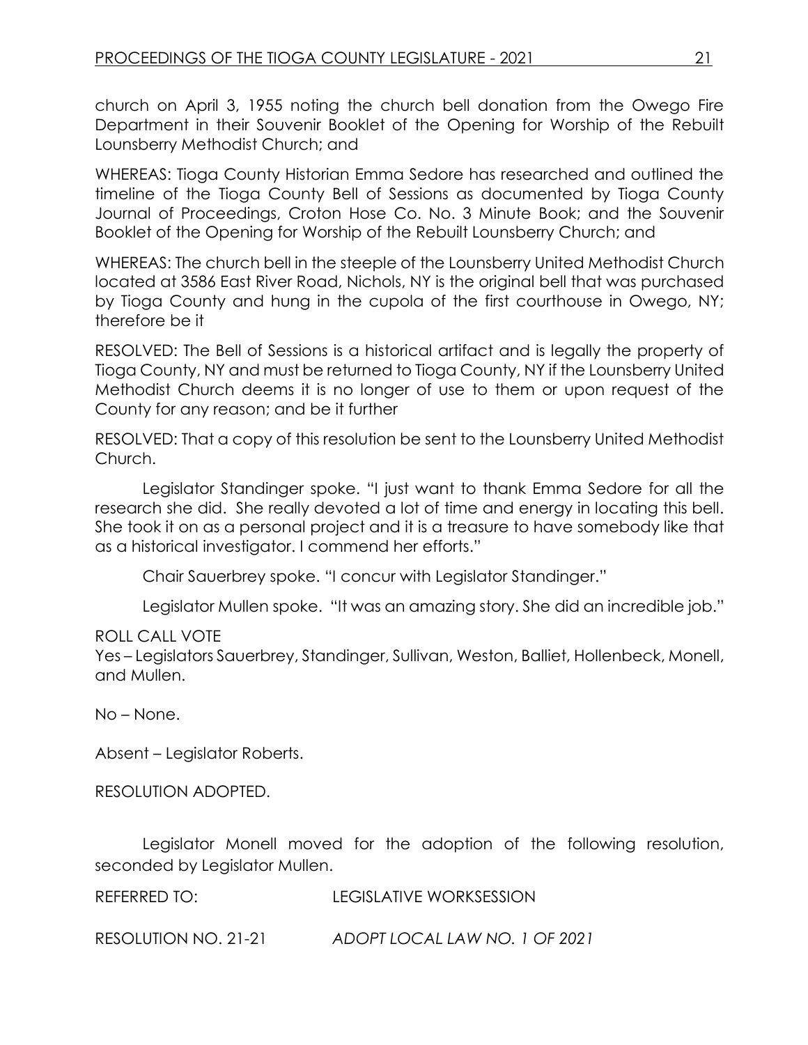church on April 3, 1955 noting the church bell donation from the Owego Fire Department in their Souvenir Booklet of the Opening for Worship of the Rebuilt Lounsberry Methodist Church; and

WHEREAS: Tioga County Historian Emma Sedore has researched and outlined the timeline of the Tioga County Bell of Sessions as documented by Tioga County Journal of Proceedings, Croton Hose Co. No. 3 Minute Book; and the Souvenir Booklet of the Opening for Worship of the Rebuilt Lounsberry Church; and

WHEREAS: The church bell in the steeple of the Lounsberry United Methodist Church located at 3586 East River Road, Nichols, NY is the original bell that was purchased by Tioga County and hung in the cupola of the first courthouse in Owego, NY; therefore be it

RESOLVED: The Bell of Sessions is a historical artifact and is legally the property of Tioga County, NY and must be returned to Tioga County, NY if the Lounsberry United Methodist Church deems it is no longer of use to them or upon request of the County for any reason; and be it further

RESOLVED: That a copy of this resolution be sent to the Lounsberry United Methodist Church.

Legislator Standinger spoke. "I just want to thank Emma Sedore for all the research she did. She really devoted a lot of time and energy in locating this bell. She took it on as a personal project and it is a treasure to have somebody like that as a historical investigator. I commend her efforts."

Chair Sauerbrey spoke. "I concur with Legislator Standinger."

Legislator Mullen spoke. "It was an amazing story. She did an incredible job."

ROLL CALL VOTE
Yes – Legislators Sauerbrey, Standinger, Sullivan, Weston, Balliet, Hollenbeck, Monell, and Mullen.

No – None.

Absent – Legislator Roberts.

RESOLUTION ADOPTED.

Legislator Monell moved for the adoption of the following resolution, seconded by Legislator Mullen.

REFERRED TO: LEGISLATIVE WORKSESSION

RESOLUTION NO. 21-21 *ADOPT LOCAL LAW NO. 1 OF 2021*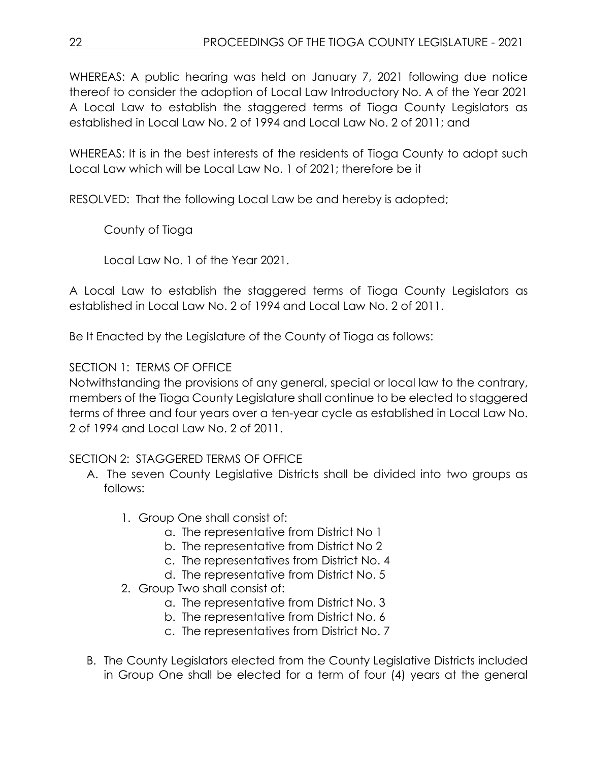WHEREAS: A public hearing was held on January 7, 2021 following due notice thereof to consider the adoption of Local Law Introductory No. A of the Year 2021 A Local Law to establish the staggered terms of Tioga County Legislators as established in Local Law No. 2 of 1994 and Local Law No. 2 of 2011; and

WHEREAS: It is in the best interests of the residents of Tioga County to adopt such Local Law which will be Local Law No. 1 of 2021; therefore be it

RESOLVED: That the following Local Law be and hereby is adopted;

County of Tioga

Local Law No. 1 of the Year 2021.

A Local Law to establish the staggered terms of Tioga County Legislators as established in Local Law No. 2 of 1994 and Local Law No. 2 of 2011.

Be It Enacted by the Legislature of the County of Tioga as follows:

SECTION 1: TERMS OF OFFICE

Notwithstanding the provisions of any general, special or local law to the contrary, members of the Tioga County Legislature shall continue to be elected to staggered terms of three and four years over a ten-year cycle as established in Local Law No. 2 of 1994 and Local Law No. 2 of 2011.

SECTION 2: STAGGERED TERMS OF OFFICE

A. The seven County Legislative Districts shall be divided into two groups as follows:

   1. Group One shall consist of:
      a. The representative from District No 1
      b. The representative from District No 2
      c. The representatives from District No. 4
      d. The representative from District No. 5
   2. Group Two shall consist of:
      a. The representative from District No. 3
      b. The representative from District No. 6
      c. The representatives from District No. 7

B. The County Legislators elected from the County Legislative Districts included in Group One shall be elected for a term of four (4) years at the general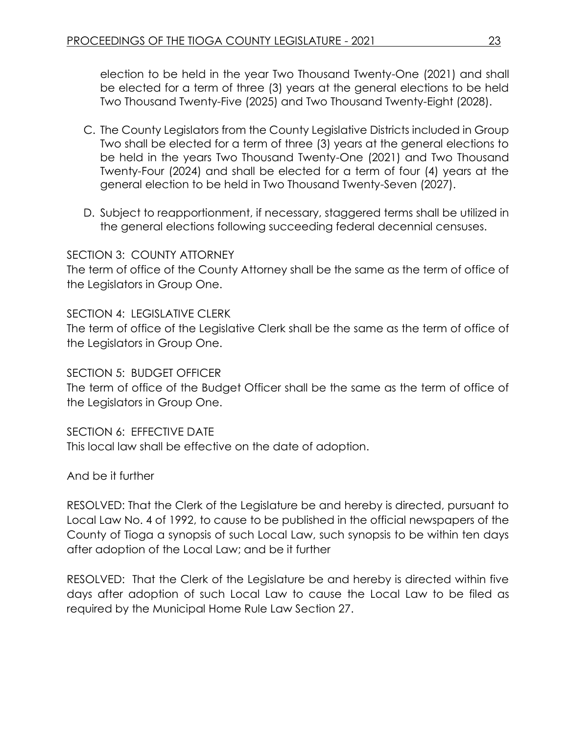election to be held in the year Two Thousand Twenty-One (2021) and shall be elected for a term of three (3) years at the general elections to be held Two Thousand Twenty-Five (2025) and Two Thousand Twenty-Eight (2028).

C. The County Legislators from the County Legislative Districts included in Group Two shall be elected for a term of three (3) years at the general elections to be held in the years Two Thousand Twenty-One (2021) and Two Thousand Twenty-Four (2024) and shall be elected for a term of four (4) years at the general election to be held in Two Thousand Twenty-Seven (2027).

D. Subject to reapportionment, if necessary, staggered terms shall be utilized in the general elections following succeeding federal decennial censuses.

SECTION 3: COUNTY ATTORNEY
The term of office of the County Attorney shall be the same as the term of office of the Legislators in Group One.

SECTION 4: LEGISLATIVE CLERK
The term of office of the Legislative Clerk shall be the same as the term of office of the Legislators in Group One.

SECTION 5: BUDGET OFFICER
The term of office of the Budget Officer shall be the same as the term of office of the Legislators in Group One.

SECTION 6: EFFECTIVE DATE
This local law shall be effective on the date of adoption.

And be it further

RESOLVED: That the Clerk of the Legislature be and hereby is directed, pursuant to Local Law No. 4 of 1992, to cause to be published in the official newspapers of the County of Tioga a synopsis of such Local Law, such synopsis to be within ten days after adoption of the Local Law; and be it further

RESOLVED: That the Clerk of the Legislature be and hereby is directed within five days after adoption of such Local Law to cause the Local Law to be filed as required by the Municipal Home Rule Law Section 27.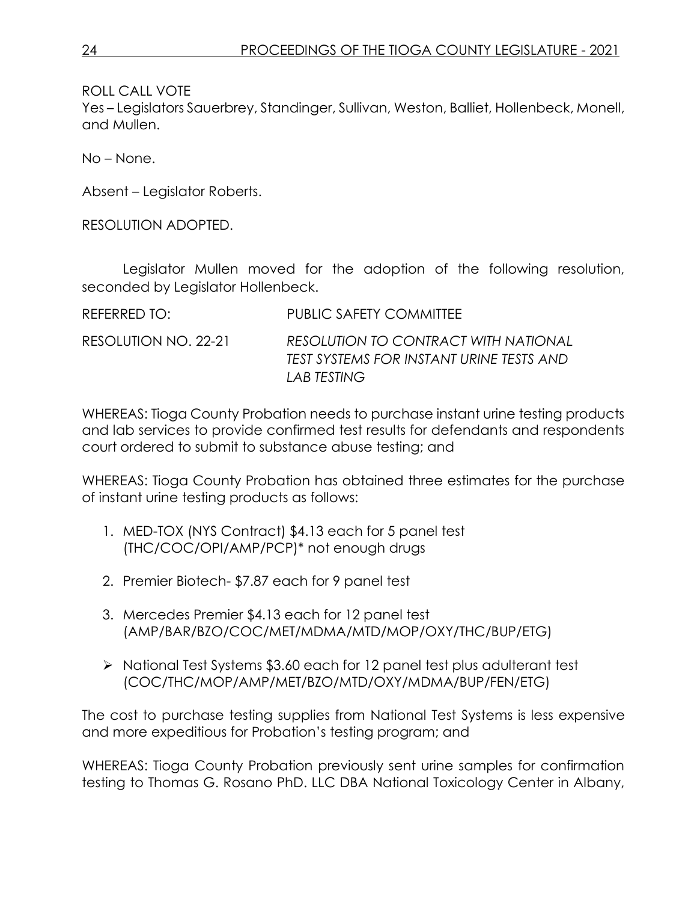ROLL CALL VOTE
Yes – Legislators Sauerbrey, Standinger, Sullivan, Weston, Balliet, Hollenbeck, Monell, and Mullen.

No – None.

Absent – Legislator Roberts.

RESOLUTION ADOPTED.

Legislator Mullen moved for the adoption of the following resolution, seconded by Legislator Hollenbeck.

REFERRED TO: PUBLIC SAFETY COMMITTEE

RESOLUTION NO. 22-21 *RESOLUTION TO CONTRACT WITH NATIONAL TEST SYSTEMS FOR INSTANT URINE TESTS AND LAB TESTING*

WHEREAS: Tioga County Probation needs to purchase instant urine testing products and lab services to provide confirmed test results for defendants and respondents court ordered to submit to substance abuse testing; and

WHEREAS: Tioga County Probation has obtained three estimates for the purchase of instant urine testing products as follows:

1. MED-TOX (NYS Contract) $4.13 each for 5 panel test (THC/COC/OPI/AMP/PCP)* not enough drugs
2. Premier Biotech- $7.87 each for 9 panel test
3. Mercedes Premier $4.13 each for 12 panel test (AMP/BAR/BZO/COC/MET/MDMA/MTD/MOP/OXY/THC/BUP/ETG)

- National Test Systems $3.60 each for 12 panel test plus adulterant test (COC/THC/MOP/AMP/MET/BZO/MTD/OXY/MDMA/BUP/FEN/ETG)

The cost to purchase testing supplies from National Test Systems is less expensive and more expeditious for Probation's testing program; and

WHEREAS: Tioga County Probation previously sent urine samples for confirmation testing to Thomas G. Rosano PhD. LLC DBA National Toxicology Center in Albany,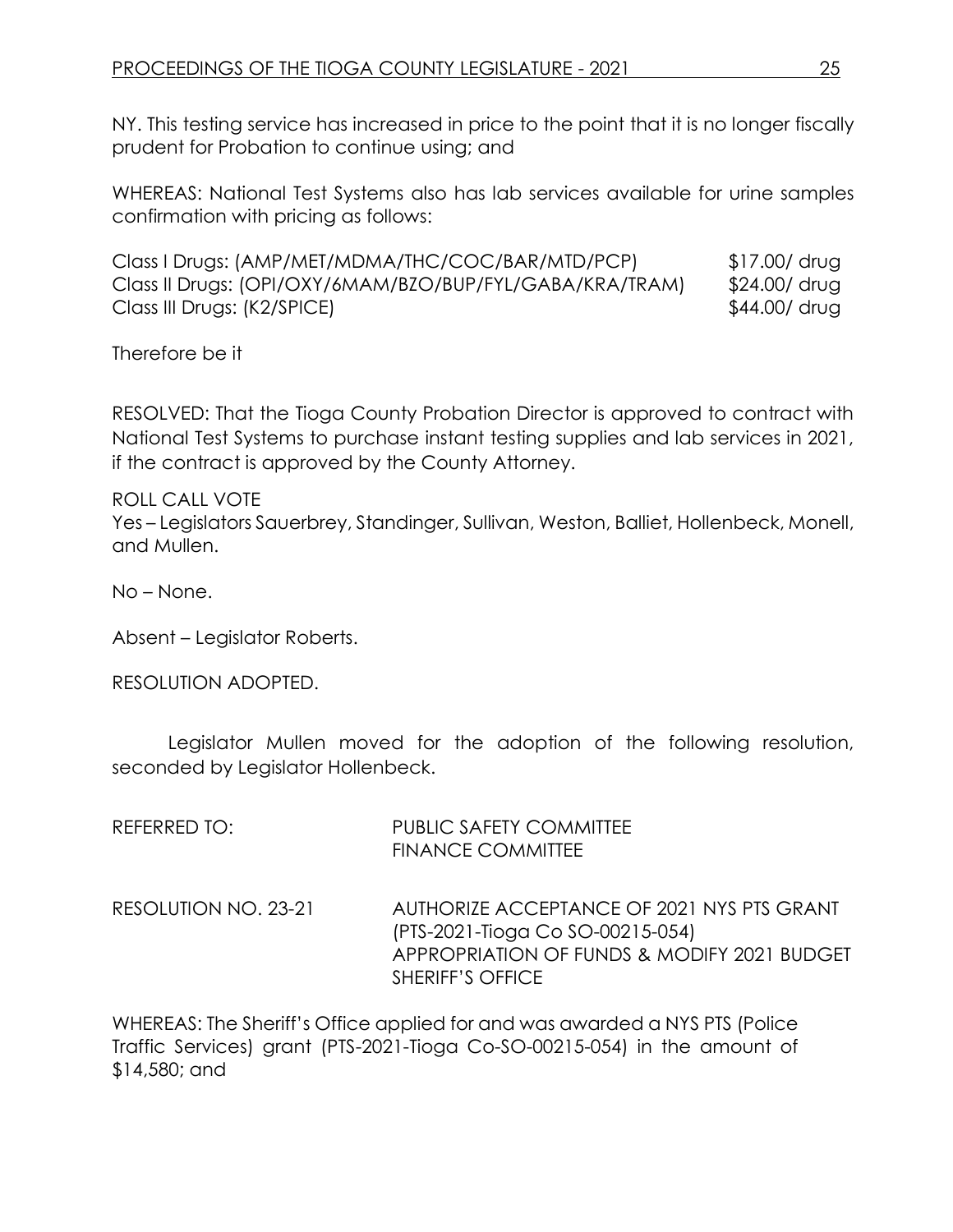NY. This testing service has increased in price to the point that it is no longer fiscally prudent for Probation to continue using; and

WHEREAS: National Test Systems also has lab services available for urine samples confirmation with pricing as follows:

| | |
|---|---|
| Class I Drugs: (AMP/MET/MDMA/THC/COC/BAR/MTD/PCP) | $17.00/ drug |
| Class II Drugs: (OPI/OXY/6MAM/BZO/BUP/FYL/GABA/KRA/TRAM) | $24.00/ drug |
| Class III Drugs: (K2/SPICE) | $44.00/ drug |

Therefore be it

RESOLVED: That the Tioga County Probation Director is approved to contract with National Test Systems to purchase instant testing supplies and lab services in 2021, if the contract is approved by the County Attorney.

ROLL CALL VOTE
Yes – Legislators Sauerbrey, Standinger, Sullivan, Weston, Balliet, Hollenbeck, Monell, and Mullen.

No – None.

Absent – Legislator Roberts.

RESOLUTION ADOPTED.

Legislator Mullen moved for the adoption of the following resolution, seconded by Legislator Hollenbeck.

REFERRED TO: PUBLIC SAFETY COMMITTEE
FINANCE COMMITTEE

RESOLUTION NO. 23-21 AUTHORIZE ACCEPTANCE OF 2021 NYS PTS GRANT (PTS-2021-Tioga Co SO-00215-054)
APPROPRIATION OF FUNDS & MODIFY 2021 BUDGET
SHERIFF'S OFFICE

WHEREAS: The Sheriff's Office applied for and was awarded a NYS PTS (Police Traffic Services) grant (PTS-2021-Tioga Co-SO-00215-054) in the amount of $14,580; and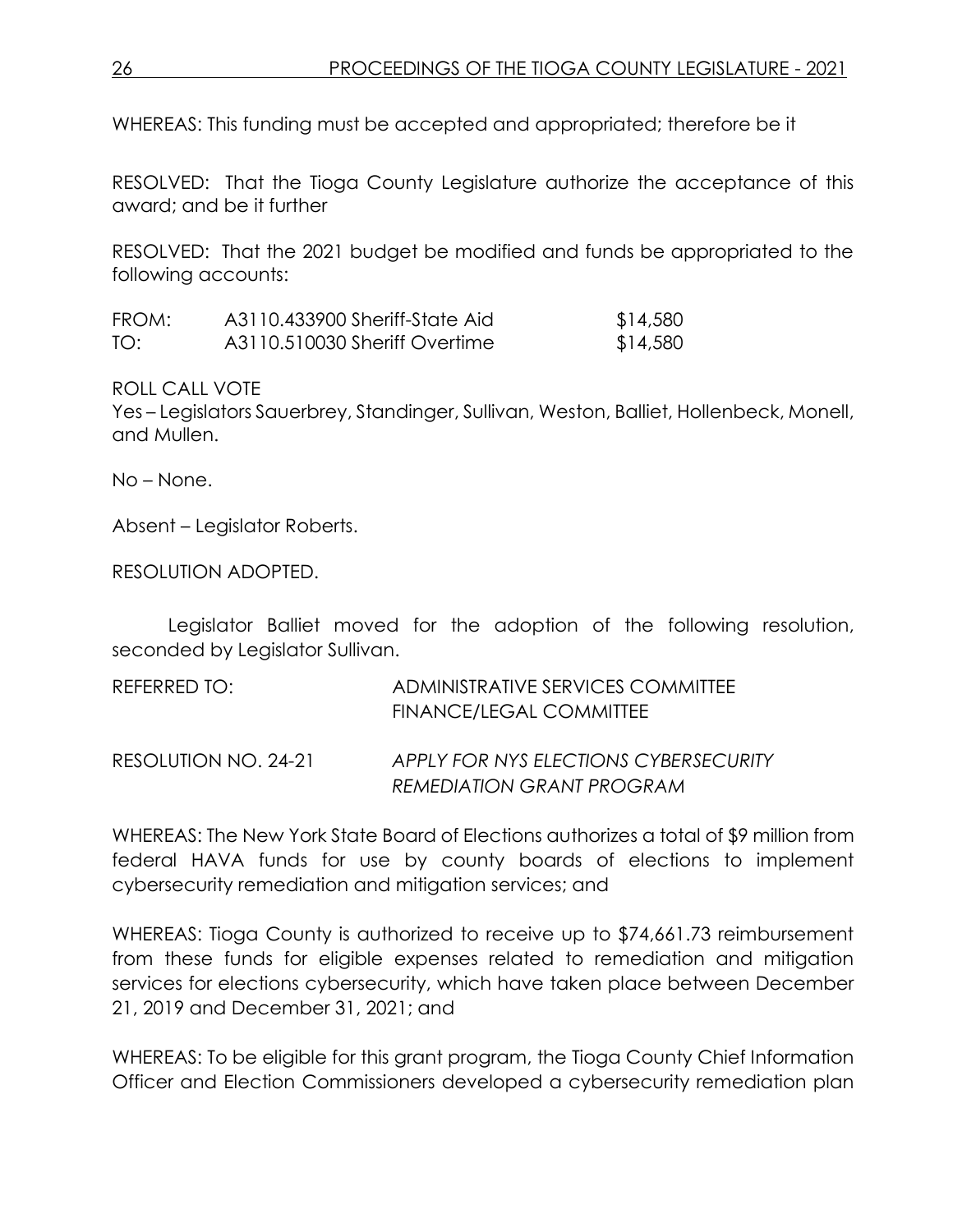WHEREAS: This funding must be accepted and appropriated; therefore be it

RESOLVED: That the Tioga County Legislature authorize the acceptance of this award; and be it further

RESOLVED: That the 2021 budget be modified and funds be appropriated to the following accounts:

| | | |
|---|---|---|
| FROM: | A3110.433900 Sheriff-State Aid | $14,580 |
| TO: | A3110.510030 Sheriff Overtime | $14,580 |

ROLL CALL VOTE
Yes – Legislators Sauerbrey, Standinger, Sullivan, Weston, Balliet, Hollenbeck, Monell, and Mullen.

No – None.

Absent – Legislator Roberts.

RESOLUTION ADOPTED.

Legislator Balliet moved for the adoption of the following resolution, seconded by Legislator Sullivan.

REFERRED TO: ADMINISTRATIVE SERVICES COMMITTEE
FINANCE/LEGAL COMMITTEE

RESOLUTION NO. 24-21 *APPLY FOR NYS ELECTIONS CYBERSECURITY REMEDIATION GRANT PROGRAM*

WHEREAS: The New York State Board of Elections authorizes a total of $9 million from federal HAVA funds for use by county boards of elections to implement cybersecurity remediation and mitigation services; and

WHEREAS: Tioga County is authorized to receive up to $74,661.73 reimbursement from these funds for eligible expenses related to remediation and mitigation services for elections cybersecurity, which have taken place between December 21, 2019 and December 31, 2021; and

WHEREAS: To be eligible for this grant program, the Tioga County Chief Information Officer and Election Commissioners developed a cybersecurity remediation plan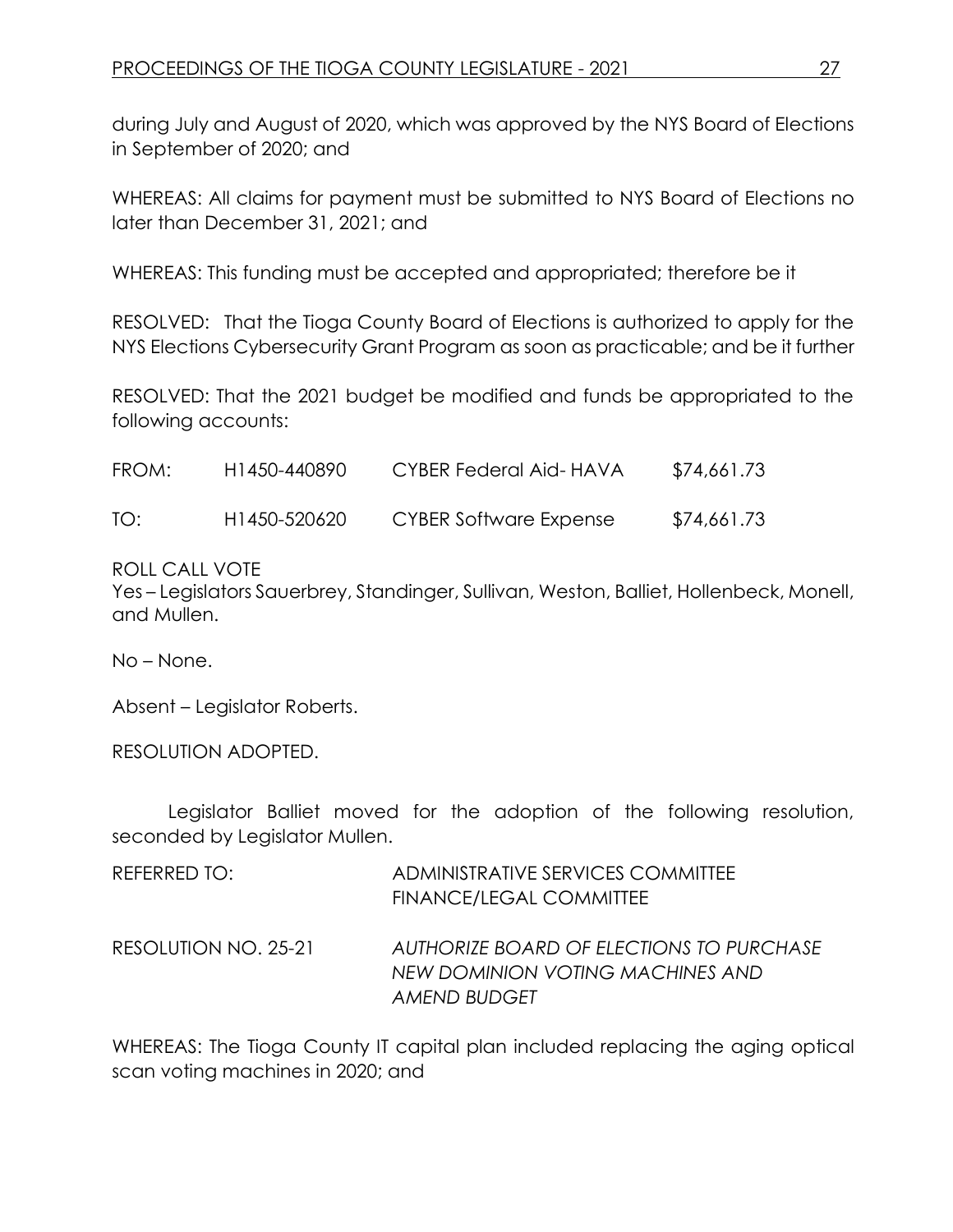during July and August of 2020, which was approved by the NYS Board of Elections in September of 2020; and

WHEREAS: All claims for payment must be submitted to NYS Board of Elections no later than December 31, 2021; and

WHEREAS: This funding must be accepted and appropriated; therefore be it

RESOLVED: That the Tioga County Board of Elections is authorized to apply for the NYS Elections Cybersecurity Grant Program as soon as practicable; and be it further

RESOLVED: That the 2021 budget be modified and funds be appropriated to the following accounts:

| | | | |
|---|---|---|---|
| FROM: | H1450-440890 | CYBER Federal Aid- HAVA | $74,661.73 |
| TO: | H1450-520620 | CYBER Software Expense | $74,661.73 |

ROLL CALL VOTE
Yes – Legislators Sauerbrey, Standinger, Sullivan, Weston, Balliet, Hollenbeck, Monell, and Mullen.

No – None.

Absent – Legislator Roberts.

RESOLUTION ADOPTED.

Legislator Balliet moved for the adoption of the following resolution, seconded by Legislator Mullen.

REFERRED TO: ADMINISTRATIVE SERVICES COMMITTEE
FINANCE/LEGAL COMMITTEE

RESOLUTION NO. 25-21 *AUTHORIZE BOARD OF ELECTIONS TO PURCHASE NEW DOMINION VOTING MACHINES AND AMEND BUDGET*

WHEREAS: The Tioga County IT capital plan included replacing the aging optical scan voting machines in 2020; and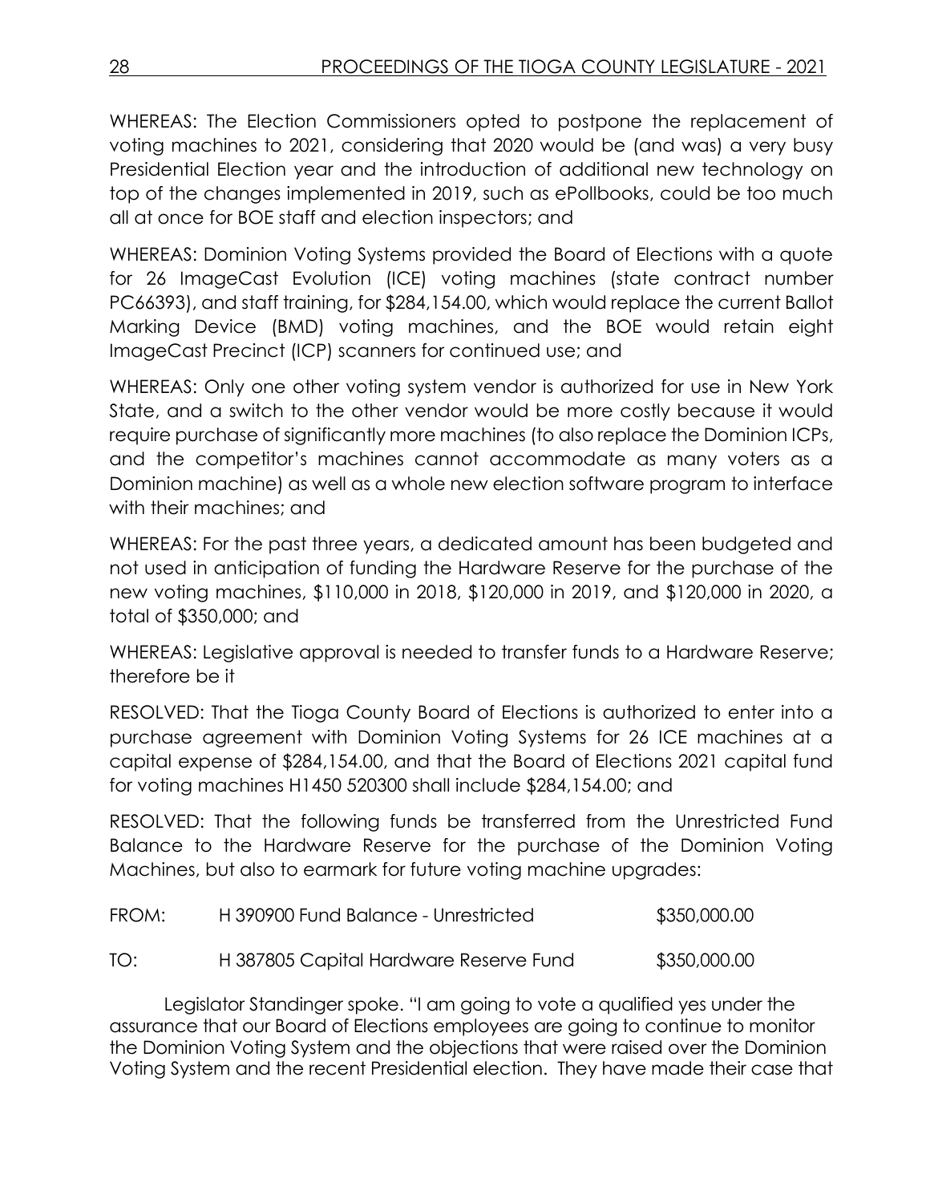WHEREAS: The Election Commissioners opted to postpone the replacement of voting machines to 2021, considering that 2020 would be (and was) a very busy Presidential Election year and the introduction of additional new technology on top of the changes implemented in 2019, such as ePollbooks, could be too much all at once for BOE staff and election inspectors; and

WHEREAS: Dominion Voting Systems provided the Board of Elections with a quote for 26 ImageCast Evolution (ICE) voting machines (state contract number PC66393), and staff training, for $284,154.00, which would replace the current Ballot Marking Device (BMD) voting machines, and the BOE would retain eight ImageCast Precinct (ICP) scanners for continued use; and

WHEREAS: Only one other voting system vendor is authorized for use in New York State, and a switch to the other vendor would be more costly because it would require purchase of significantly more machines (to also replace the Dominion ICPs, and the competitor's machines cannot accommodate as many voters as a Dominion machine) as well as a whole new election software program to interface with their machines; and

WHEREAS: For the past three years, a dedicated amount has been budgeted and not used in anticipation of funding the Hardware Reserve for the purchase of the new voting machines, $110,000 in 2018, $120,000 in 2019, and $120,000 in 2020, a total of $350,000; and

WHEREAS: Legislative approval is needed to transfer funds to a Hardware Reserve; therefore be it

RESOLVED: That the Tioga County Board of Elections is authorized to enter into a purchase agreement with Dominion Voting Systems for 26 ICE machines at a capital expense of $284,154.00, and that the Board of Elections 2021 capital fund for voting machines H1450 520300 shall include $284,154.00; and

RESOLVED: That the following funds be transferred from the Unrestricted Fund Balance to the Hardware Reserve for the purchase of the Dominion Voting Machines, but also to earmark for future voting machine upgrades:

| | | |
|---|---|---|
| FROM: | H 390900 Fund Balance - Unrestricted | $350,000.00 |
| TO: | H 387805 Capital Hardware Reserve Fund | $350,000.00 |

Legislator Standinger spoke. "I am going to vote a qualified yes under the assurance that our Board of Elections employees are going to continue to monitor the Dominion Voting System and the objections that were raised over the Dominion Voting System and the recent Presidential election. They have made their case that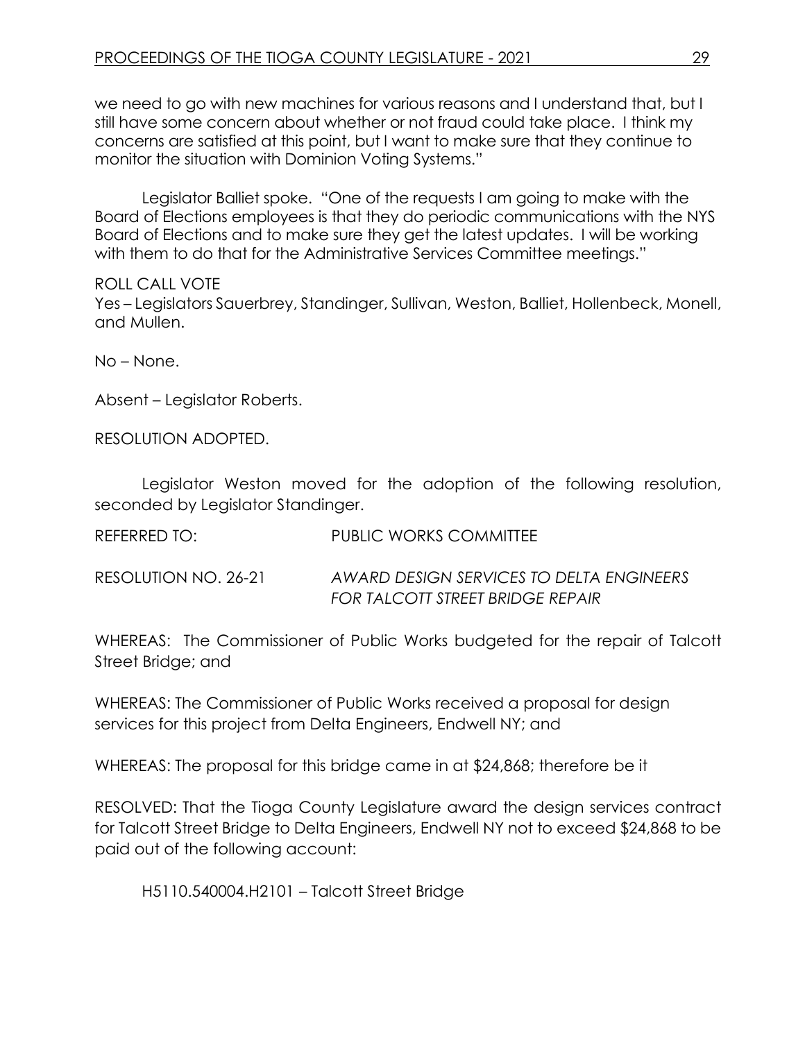we need to go with new machines for various reasons and I understand that, but I still have some concern about whether or not fraud could take place. I think my concerns are satisfied at this point, but I want to make sure that they continue to monitor the situation with Dominion Voting Systems."

Legislator Balliet spoke. "One of the requests I am going to make with the Board of Elections employees is that they do periodic communications with the NYS Board of Elections and to make sure they get the latest updates. I will be working with them to do that for the Administrative Services Committee meetings."

ROLL CALL VOTE
Yes – Legislators Sauerbrey, Standinger, Sullivan, Weston, Balliet, Hollenbeck, Monell, and Mullen.

No – None.

Absent – Legislator Roberts.

RESOLUTION ADOPTED.

Legislator Weston moved for the adoption of the following resolution, seconded by Legislator Standinger.

REFERRED TO: PUBLIC WORKS COMMITTEE

RESOLUTION NO. 26-21 *AWARD DESIGN SERVICES TO DELTA ENGINEERS FOR TALCOTT STREET BRIDGE REPAIR*

WHEREAS: The Commissioner of Public Works budgeted for the repair of Talcott Street Bridge; and

WHEREAS: The Commissioner of Public Works received a proposal for design services for this project from Delta Engineers, Endwell NY; and

WHEREAS: The proposal for this bridge came in at $24,868; therefore be it

RESOLVED: That the Tioga County Legislature award the design services contract for Talcott Street Bridge to Delta Engineers, Endwell NY not to exceed $24,868 to be paid out of the following account:

H5110.540004.H2101 – Talcott Street Bridge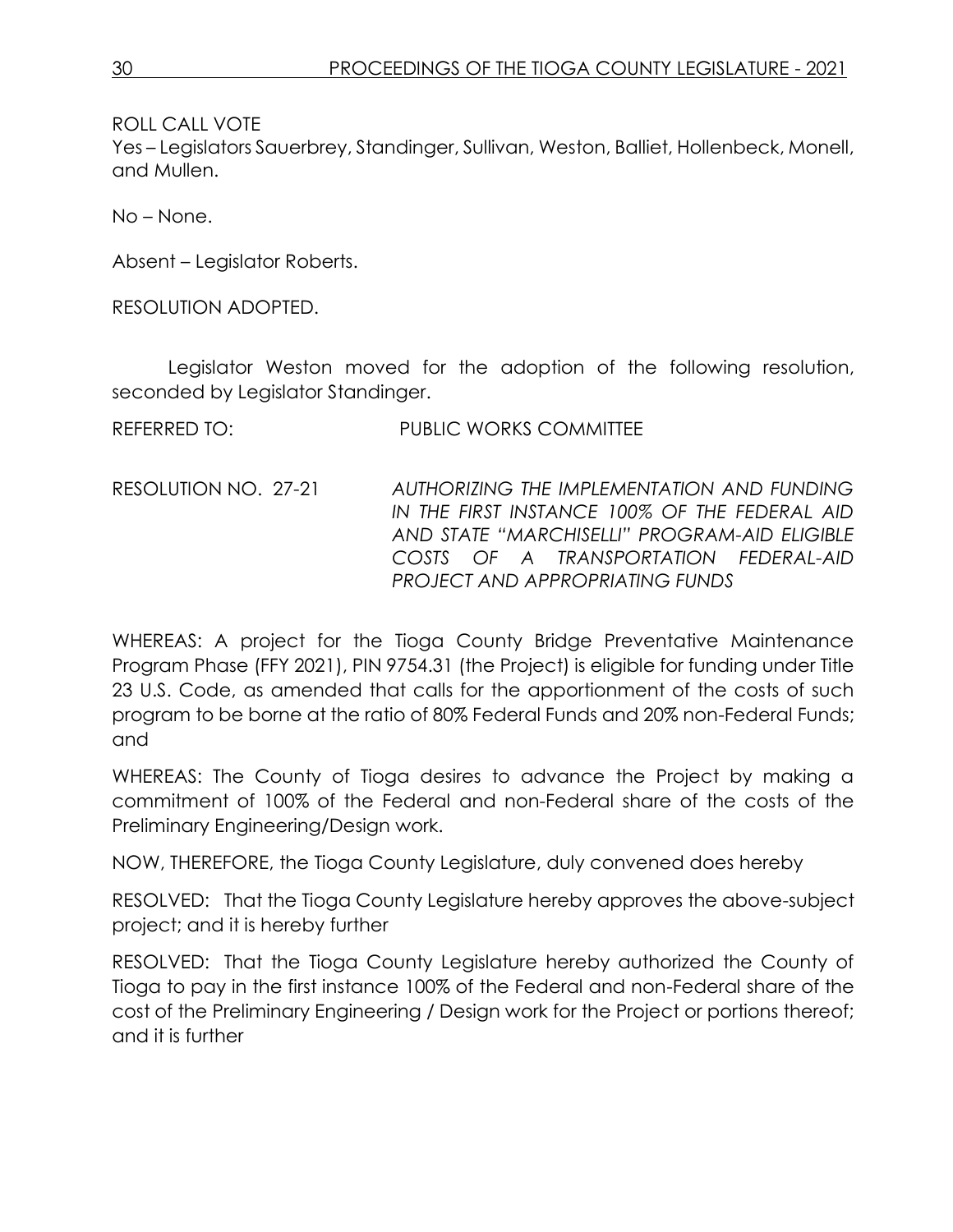ROLL CALL VOTE
Yes – Legislators Sauerbrey, Standinger, Sullivan, Weston, Balliet, Hollenbeck, Monell, and Mullen.

No – None.

Absent – Legislator Roberts.

RESOLUTION ADOPTED.

Legislator Weston moved for the adoption of the following resolution, seconded by Legislator Standinger.

REFERRED TO: PUBLIC WORKS COMMITTEE

RESOLUTION NO. 27-21 *AUTHORIZING THE IMPLEMENTATION AND FUNDING IN THE FIRST INSTANCE 100% OF THE FEDERAL AID AND STATE "MARCHISELLI" PROGRAM-AID ELIGIBLE COSTS OF A TRANSPORTATION FEDERAL-AID PROJECT AND APPROPRIATING FUNDS*

WHEREAS: A project for the Tioga County Bridge Preventative Maintenance Program Phase (FFY 2021), PIN 9754.31 (the Project) is eligible for funding under Title 23 U.S. Code, as amended that calls for the apportionment of the costs of such program to be borne at the ratio of 80% Federal Funds and 20% non-Federal Funds; and

WHEREAS: The County of Tioga desires to advance the Project by making a commitment of 100% of the Federal and non-Federal share of the costs of the Preliminary Engineering/Design work.

NOW, THEREFORE, the Tioga County Legislature, duly convened does hereby

RESOLVED: That the Tioga County Legislature hereby approves the above-subject project; and it is hereby further

RESOLVED: That the Tioga County Legislature hereby authorized the County of Tioga to pay in the first instance 100% of the Federal and non-Federal share of the cost of the Preliminary Engineering / Design work for the Project or portions thereof; and it is further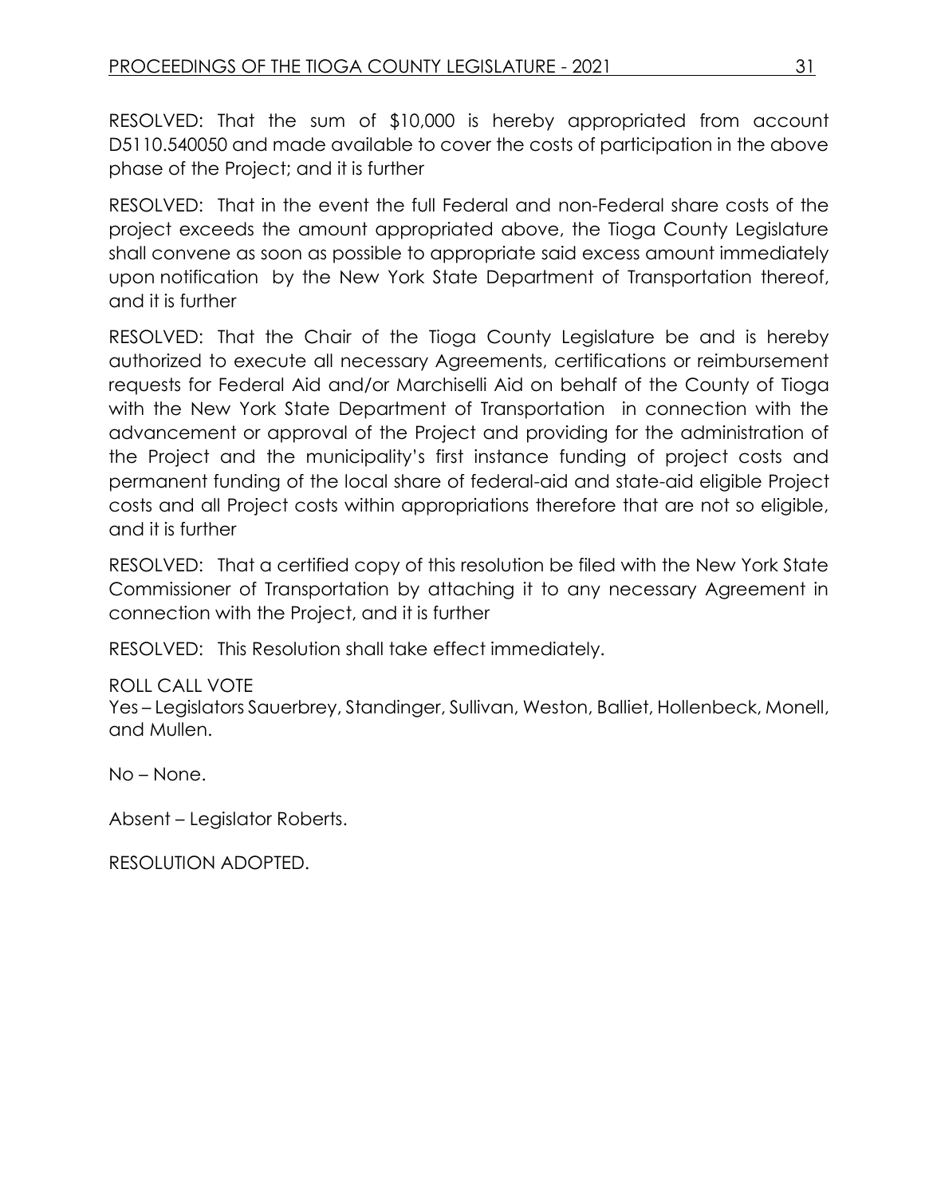RESOLVED: That the sum of $10,000 is hereby appropriated from account D5110.540050 and made available to cover the costs of participation in the above phase of the Project; and it is further

RESOLVED: That in the event the full Federal and non-Federal share costs of the project exceeds the amount appropriated above, the Tioga County Legislature shall convene as soon as possible to appropriate said excess amount immediately upon notification by the New York State Department of Transportation thereof, and it is further

RESOLVED: That the Chair of the Tioga County Legislature be and is hereby authorized to execute all necessary Agreements, certifications or reimbursement requests for Federal Aid and/or Marchiselli Aid on behalf of the County of Tioga with the New York State Department of Transportation in connection with the advancement or approval of the Project and providing for the administration of the Project and the municipality's first instance funding of project costs and permanent funding of the local share of federal-aid and state-aid eligible Project costs and all Project costs within appropriations therefore that are not so eligible, and it is further

RESOLVED: That a certified copy of this resolution be filed with the New York State Commissioner of Transportation by attaching it to any necessary Agreement in connection with the Project, and it is further

RESOLVED: This Resolution shall take effect immediately.

ROLL CALL VOTE
Yes – Legislators Sauerbrey, Standinger, Sullivan, Weston, Balliet, Hollenbeck, Monell, and Mullen.

No – None.

Absent – Legislator Roberts.

RESOLUTION ADOPTED.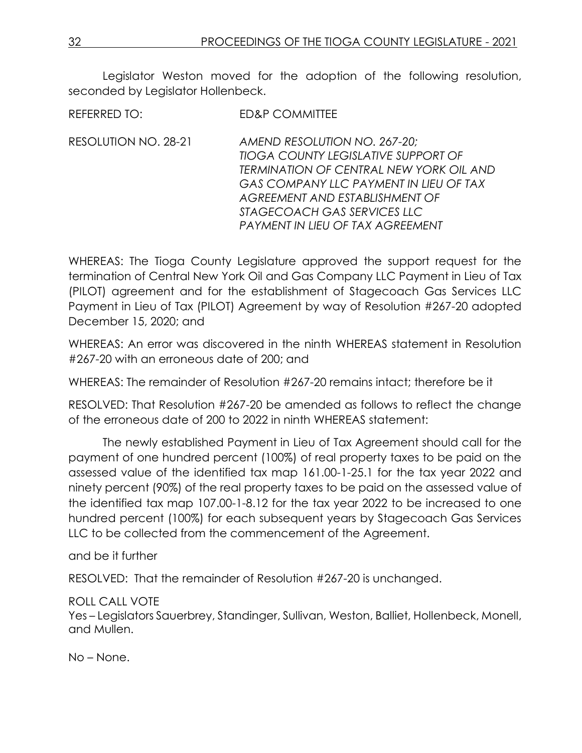Legislator Weston moved for the adoption of the following resolution, seconded by Legislator Hollenbeck.

REFERRED TO: ED&P COMMITTEE

RESOLUTION NO. 28-21 *AMEND RESOLUTION NO. 267-20; TIOGA COUNTY LEGISLATIVE SUPPORT OF TERMINATION OF CENTRAL NEW YORK OIL AND GAS COMPANY LLC PAYMENT IN LIEU OF TAX AGREEMENT AND ESTABLISHMENT OF STAGECOACH GAS SERVICES LLC PAYMENT IN LIEU OF TAX AGREEMENT*

WHEREAS: The Tioga County Legislature approved the support request for the termination of Central New York Oil and Gas Company LLC Payment in Lieu of Tax (PILOT) agreement and for the establishment of Stagecoach Gas Services LLC Payment in Lieu of Tax (PILOT) Agreement by way of Resolution #267-20 adopted December 15, 2020; and

WHEREAS: An error was discovered in the ninth WHEREAS statement in Resolution #267-20 with an erroneous date of 200; and

WHEREAS: The remainder of Resolution #267-20 remains intact; therefore be it

RESOLVED: That Resolution #267-20 be amended as follows to reflect the change of the erroneous date of 200 to 2022 in ninth WHEREAS statement:

The newly established Payment in Lieu of Tax Agreement should call for the payment of one hundred percent (100%) of real property taxes to be paid on the assessed value of the identified tax map 161.00-1-25.1 for the tax year 2022 and ninety percent (90%) of the real property taxes to be paid on the assessed value of the identified tax map 107.00-1-8.12 for the tax year 2022 to be increased to one hundred percent (100%) for each subsequent years by Stagecoach Gas Services LLC to be collected from the commencement of the Agreement.

and be it further

RESOLVED: That the remainder of Resolution #267-20 is unchanged.

ROLL CALL VOTE
Yes – Legislators Sauerbrey, Standinger, Sullivan, Weston, Balliet, Hollenbeck, Monell, and Mullen.

No – None.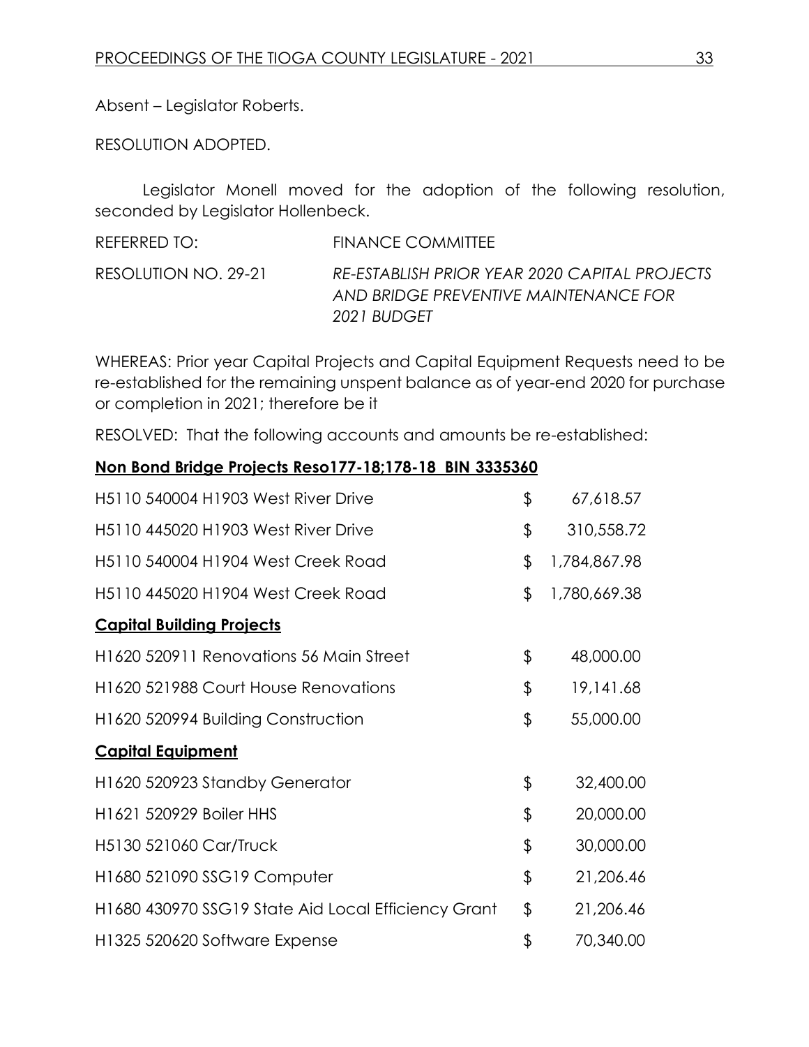Absent – Legislator Roberts.

RESOLUTION ADOPTED.

Legislator Monell moved for the adoption of the following resolution, seconded by Legislator Hollenbeck.

REFERRED TO: FINANCE COMMITTEE

RESOLUTION NO. 29-21 *RE-ESTABLISH PRIOR YEAR 2020 CAPITAL PROJECTS AND BRIDGE PREVENTIVE MAINTENANCE FOR 2021 BUDGET*

WHEREAS: Prior year Capital Projects and Capital Equipment Requests need to be re-established for the remaining unspent balance as of year-end 2020 for purchase or completion in 2021; therefore be it

RESOLVED: That the following accounts and amounts be re-established:

**Non Bond Bridge Projects Reso177-18;178-18 BIN 3335360**

| | | |
|---|---|---|
| H5110 540004 H1903 West River Drive | $ | 67,618.57 |
| H5110 445020 H1903 West River Drive | $ | 310,558.72 |
| H5110 540004 H1904 West Creek Road | $ | 1,784,867.98 |
| H5110 445020 H1904 West Creek Road | $ | 1,780,669.38 |

**Capital Building Projects**

| | | |
|---|---|---|
| H1620 520911 Renovations 56 Main Street | $ | 48,000.00 |
| H1620 521988 Court House Renovations | $ | 19,141.68 |
| H1620 520994 Building Construction | $ | 55,000.00 |

**Capital Equipment**

| | | |
|---|---|---|
| H1620 520923 Standby Generator | $ | 32,400.00 |
| H1621 520929 Boiler HHS | $ | 20,000.00 |
| H5130 521060 Car/Truck | $ | 30,000.00 |
| H1680 521090 SSG19 Computer | $ | 21,206.46 |
| H1680 430970 SSG19 State Aid Local Efficiency Grant | $ | 21,206.46 |
| H1325 520620 Software Expense | $ | 70,340.00 |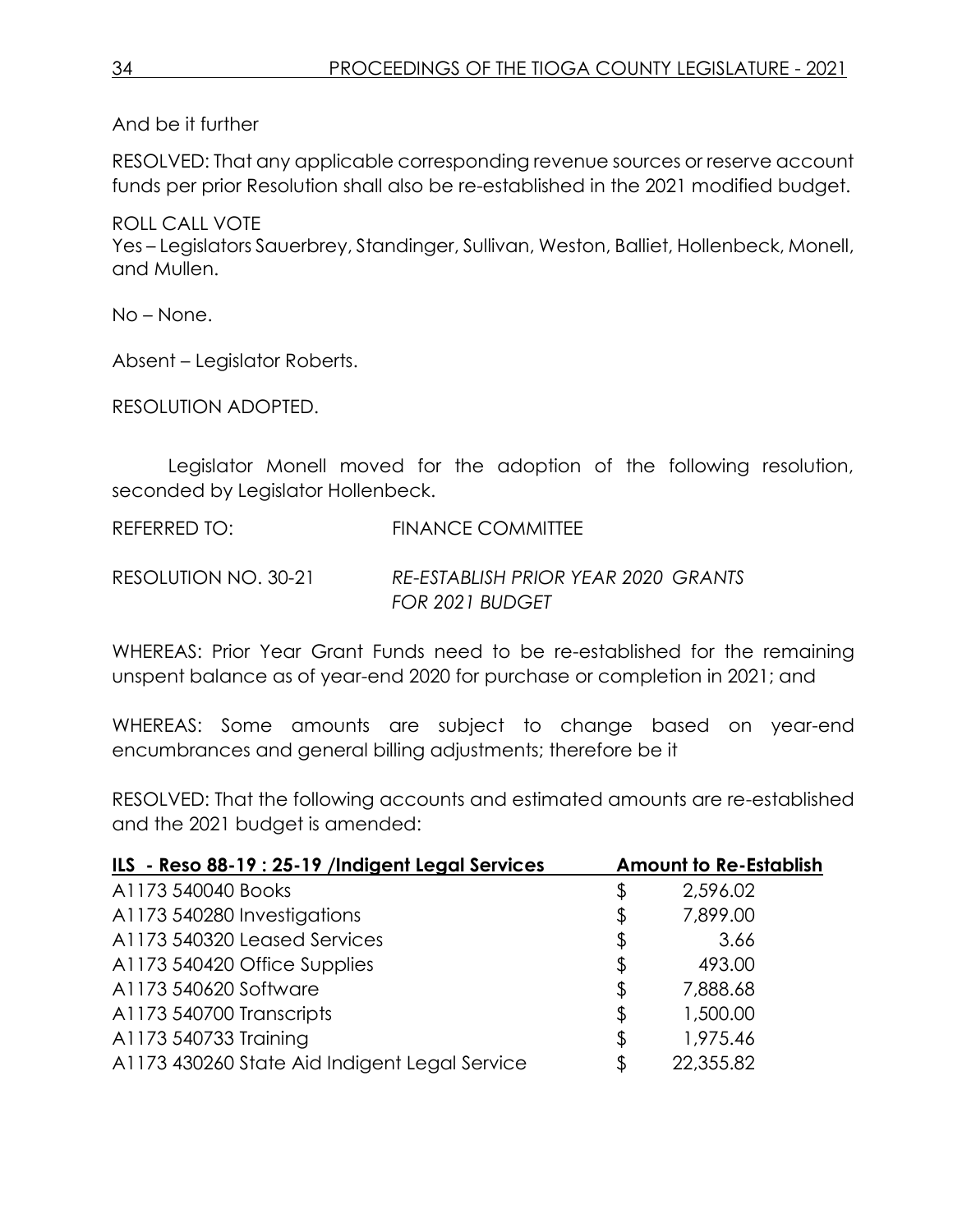And be it further

RESOLVED: That any applicable corresponding revenue sources or reserve account funds per prior Resolution shall also be re-established in the 2021 modified budget.

ROLL CALL VOTE
Yes – Legislators Sauerbrey, Standinger, Sullivan, Weston, Balliet, Hollenbeck, Monell, and Mullen.

No – None.

Absent – Legislator Roberts.

RESOLUTION ADOPTED.

Legislator Monell moved for the adoption of the following resolution, seconded by Legislator Hollenbeck.

REFERRED TO: FINANCE COMMITTEE

RESOLUTION NO. 30-21 *RE-ESTABLISH PRIOR YEAR 2020 GRANTS FOR 2021 BUDGET*

WHEREAS: Prior Year Grant Funds need to be re-established for the remaining unspent balance as of year-end 2020 for purchase or completion in 2021; and

WHEREAS: Some amounts are subject to change based on year-end encumbrances and general billing adjustments; therefore be it

RESOLVED: That the following accounts and estimated amounts are re-established and the 2021 budget is amended:

| **ILS - Reso 88-19 : 25-19 /Indigent Legal Services** | **Amount to Re-Establish** |
|---|---|
| A1173 540040 Books | $ 2,596.02 |
| A1173 540280 Investigations | $ 7,899.00 |
| A1173 540320 Leased Services | $ 3.66 |
| A1173 540420 Office Supplies | $ 493.00 |
| A1173 540620 Software | $ 7,888.68 |
| A1173 540700 Transcripts | $ 1,500.00 |
| A1173 540733 Training | $ 1,975.46 |
| A1173 430260 State Aid Indigent Legal Service | $ 22,355.82 |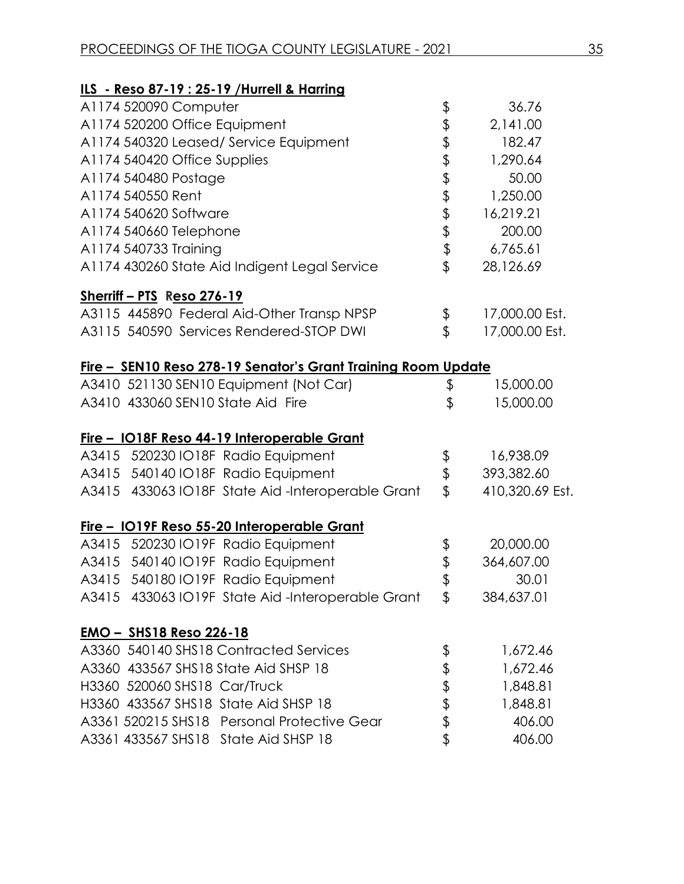**ILS - Reso 87-19 : 25-19 /Hurrell & Harring**

| | | |
|---|---|---|
| A1174 520090 Computer | $ | 36.76 |
| A1174 520200 Office Equipment | $ | 2,141.00 |
| A1174 540320 Leased/ Service Equipment | $ | 182.47 |
| A1174 540420 Office Supplies | $ | 1,290.64 |
| A1174 540480 Postage | $ | 50.00 |
| A1174 540550 Rent | $ | 1,250.00 |
| A1174 540620 Software | $ | 16,219.21 |
| A1174 540660 Telephone | $ | 200.00 |
| A1174 540733 Training | $ | 6,765.61 |
| A1174 430260 State Aid Indigent Legal Service | $ | 28,126.69 |

**Sherriff – PTS Reso 276-19**

| | | |
|---|---|---|
| A3115 445890 Federal Aid-Other Transp NPSP | $ | 17,000.00 Est. |
| A3115 540590 Services Rendered-STOP DWI | $ | 17,000.00 Est. |

**Fire – SEN10 Reso 278-19 Senator's Grant Training Room Update**

| | | |
|---|---|---|
| A3410 521130 SEN10 Equipment (Not Car) | $ | 15,000.00 |
| A3410 433060 SEN10 State Aid Fire | $ | 15,000.00 |

**Fire – IO18F Reso 44-19 Interoperable Grant**

| | | |
|---|---|---|
| A3415 520230 IO18F Radio Equipment | $ | 16,938.09 |
| A3415 540140 IO18F Radio Equipment | $ | 393,382.60 |
| A3415 433063 IO18F State Aid -Interoperable Grant | $ | 410,320.69 Est. |

**Fire – IO19F Reso 55-20 Interoperable Grant**

| | | |
|---|---|---|
| A3415 520230 IO19F Radio Equipment | $ | 20,000.00 |
| A3415 540140 IO19F Radio Equipment | $ | 364,607.00 |
| A3415 540180 IO19F Radio Equipment | $ | 30.01 |
| A3415 433063 IO19F State Aid -Interoperable Grant | $ | 384,637.01 |

**EMO – SHS18 Reso 226-18**

| | | |
|---|---|---|
| A3360 540140 SHS18 Contracted Services | $ | 1,672.46 |
| A3360 433567 SHS18 State Aid SHSP 18 | $ | 1,672.46 |
| H3360 520060 SHS18 Car/Truck | $ | 1,848.81 |
| H3360 433567 SHS18 State Aid SHSP 18 | $ | 1,848.81 |
| A3361 520215 SHS18 Personal Protective Gear | $ | 406.00 |
| A3361 433567 SHS18 State Aid SHSP 18 | $ | 406.00 |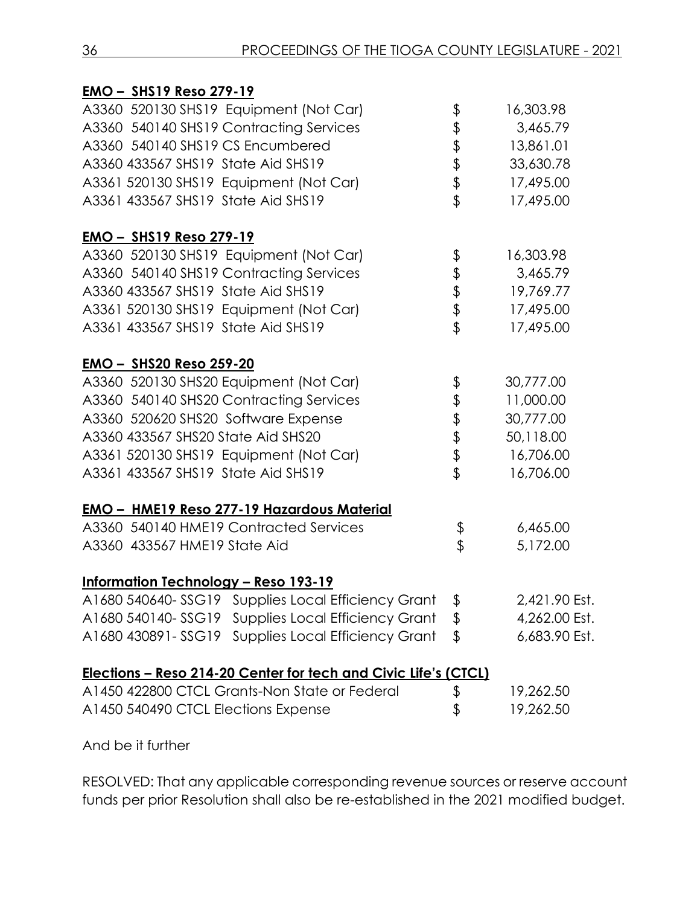**EMO – SHS19 Reso 279-19**

| | | |
|---|---|---|
| A3360 520130 SHS19 Equipment (Not Car) | $ | 16,303.98 |
| A3360 540140 SHS19 Contracting Services | $ | 3,465.79 |
| A3360 540140 SHS19 CS Encumbered | $ | 13,861.01 |
| A3360 433567 SHS19 State Aid SHS19 | $ | 33,630.78 |
| A3361 520130 SHS19 Equipment (Not Car) | $ | 17,495.00 |
| A3361 433567 SHS19 State Aid SHS19 | $ | 17,495.00 |

**EMO – SHS19 Reso 279-19**

| | | |
|---|---|---|
| A3360 520130 SHS19 Equipment (Not Car) | $ | 16,303.98 |
| A3360 540140 SHS19 Contracting Services | $ | 3,465.79 |
| A3360 433567 SHS19 State Aid SHS19 | $ | 19,769.77 |
| A3361 520130 SHS19 Equipment (Not Car) | $ | 17,495.00 |
| A3361 433567 SHS19 State Aid SHS19 | $ | 17,495.00 |

**EMO – SHS20 Reso 259-20**

| | | |
|---|---|---|
| A3360 520130 SHS20 Equipment (Not Car) | $ | 30,777.00 |
| A3360 540140 SHS20 Contracting Services | $ | 11,000.00 |
| A3360 520620 SHS20 Software Expense | $ | 30,777.00 |
| A3360 433567 SHS20 State Aid SHS20 | $ | 50,118.00 |
| A3361 520130 SHS19 Equipment (Not Car) | $ | 16,706.00 |
| A3361 433567 SHS19 State Aid SHS19 | $ | 16,706.00 |

**EMO – HME19 Reso 277-19 Hazardous Material**

| | | |
|---|---|---|
| A3360 540140 HME19 Contracted Services | $ | 6,465.00 |
| A3360 433567 HME19 State Aid | $ | 5,172.00 |

**Information Technology – Reso 193-19**

| | | |
|---|---|---|
| A1680 540640- SSG19 Supplies Local Efficiency Grant | $ | 2,421.90 Est. |
| A1680 540140- SSG19 Supplies Local Efficiency Grant | $ | 4,262.00 Est. |
| A1680 430891- SSG19 Supplies Local Efficiency Grant | $ | 6,683.90 Est. |

**Elections – Reso 214-20 Center for tech and Civic Life's (CTCL)**

| | | |
|---|---|---|
| A1450 422800 CTCL Grants-Non State or Federal | $ | 19,262.50 |
| A1450 540490 CTCL Elections Expense | $ | 19,262.50 |

And be it further

RESOLVED: That any applicable corresponding revenue sources or reserve account funds per prior Resolution shall also be re-established in the 2021 modified budget.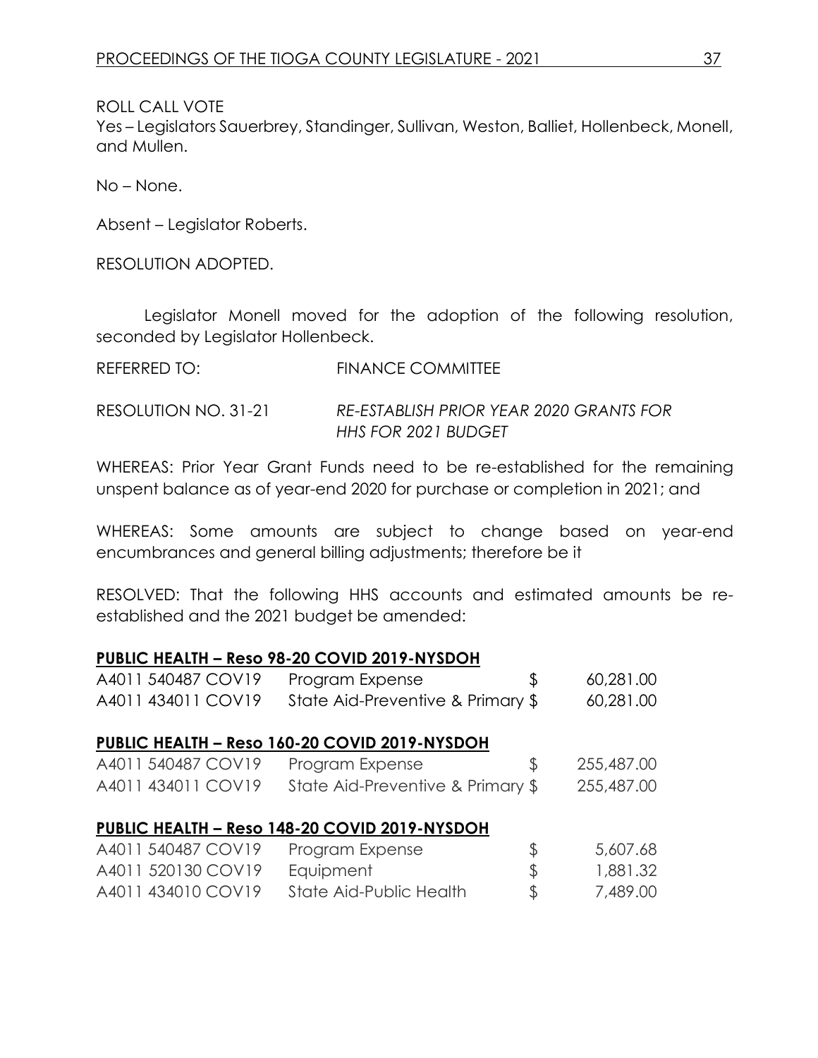ROLL CALL VOTE
Yes – Legislators Sauerbrey, Standinger, Sullivan, Weston, Balliet, Hollenbeck, Monell, and Mullen.

No – None.

Absent – Legislator Roberts.

RESOLUTION ADOPTED.

Legislator Monell moved for the adoption of the following resolution, seconded by Legislator Hollenbeck.

REFERRED TO: FINANCE COMMITTEE

RESOLUTION NO. 31-21 *RE-ESTABLISH PRIOR YEAR 2020 GRANTS FOR HHS FOR 2021 BUDGET*

WHEREAS: Prior Year Grant Funds need to be re-established for the remaining unspent balance as of year-end 2020 for purchase or completion in 2021; and

WHEREAS: Some amounts are subject to change based on year-end encumbrances and general billing adjustments; therefore be it

RESOLVED: That the following HHS accounts and estimated amounts be re-established and the 2021 budget be amended:

**PUBLIC HEALTH – Reso 98-20 COVID 2019-NYSDOH**

| | | | |
|---|---|---|---|
| A4011 540487 COV19 | Program Expense | $ | 60,281.00 |
| A4011 434011 COV19 | State Aid-Preventive & Primary | $ | 60,281.00 |

**PUBLIC HEALTH – Reso 160-20 COVID 2019-NYSDOH**

| | | | |
|---|---|---|---|
| A4011 540487 COV19 | Program Expense | $ | 255,487.00 |
| A4011 434011 COV19 | State Aid-Preventive & Primary | $ | 255,487.00 |

**PUBLIC HEALTH – Reso 148-20 COVID 2019-NYSDOH**

| | | | |
|---|---|---|---|
| A4011 540487 COV19 | Program Expense | $ | 5,607.68 |
| A4011 520130 COV19 | Equipment | $ | 1,881.32 |
| A4011 434010 COV19 | State Aid-Public Health | $ | 7,489.00 |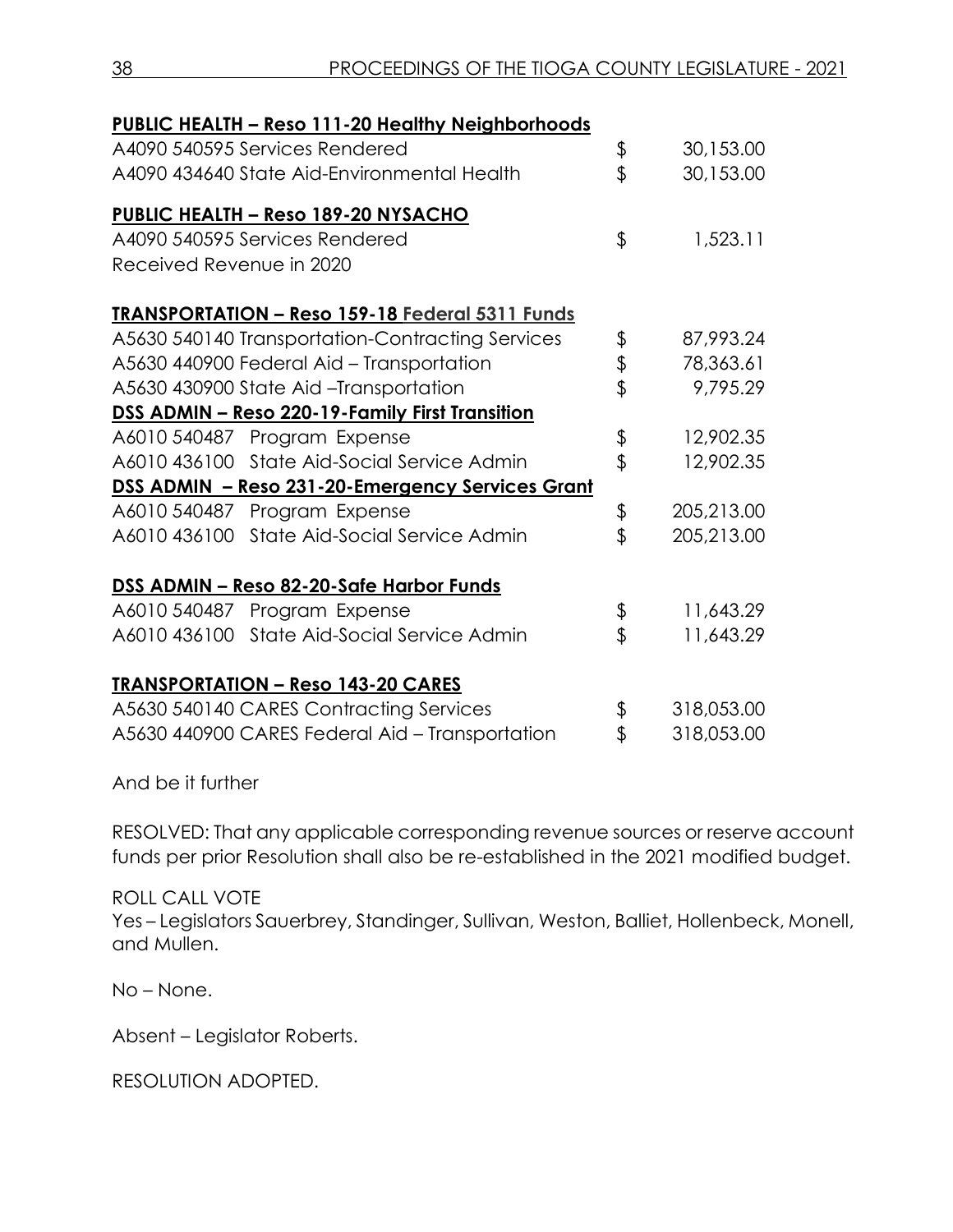**PUBLIC HEALTH – Reso 111-20 Healthy Neighborhoods**

| | | |
|---|---|---|
| A4090 540595 Services Rendered | $ | 30,153.00 |
| A4090 434640 State Aid-Environmental Health | $ | 30,153.00 |

**PUBLIC HEALTH – Reso 189-20 NYSACHO**

| | | |
|---|---|---|
| A4090 540595 Services Rendered | $ | 1,523.11 |
| Received Revenue in 2020 | | |

**TRANSPORTATION – Reso 159-18 Federal 5311 Funds**

| | | |
|---|---|---|
| A5630 540140 Transportation-Contracting Services | $ | 87,993.24 |
| A5630 440900 Federal Aid – Transportation | $ | 78,363.61 |
| A5630 430900 State Aid –Transportation | $ | 9,795.29 |

**DSS ADMIN – Reso 220-19-Family First Transition**

| | | |
|---|---|---|
| A6010 540487 Program Expense | $ | 12,902.35 |
| A6010 436100 State Aid-Social Service Admin | $ | 12,902.35 |

**DSS ADMIN – Reso 231-20-Emergency Services Grant**

| | | |
|---|---|---|
| A6010 540487 Program Expense | $ | 205,213.00 |
| A6010 436100 State Aid-Social Service Admin | $ | 205,213.00 |

**DSS ADMIN – Reso 82-20-Safe Harbor Funds**

| | | |
|---|---|---|
| A6010 540487 Program Expense | $ | 11,643.29 |
| A6010 436100 State Aid-Social Service Admin | $ | 11,643.29 |

**TRANSPORTATION – Reso 143-20 CARES**

| | | |
|---|---|---|
| A5630 540140 CARES Contracting Services | $ | 318,053.00 |
| A5630 440900 CARES Federal Aid – Transportation | $ | 318,053.00 |

And be it further

RESOLVED: That any applicable corresponding revenue sources or reserve account funds per prior Resolution shall also be re-established in the 2021 modified budget.

ROLL CALL VOTE
Yes – Legislators Sauerbrey, Standinger, Sullivan, Weston, Balliet, Hollenbeck, Monell, and Mullen.

No – None.

Absent – Legislator Roberts.

RESOLUTION ADOPTED.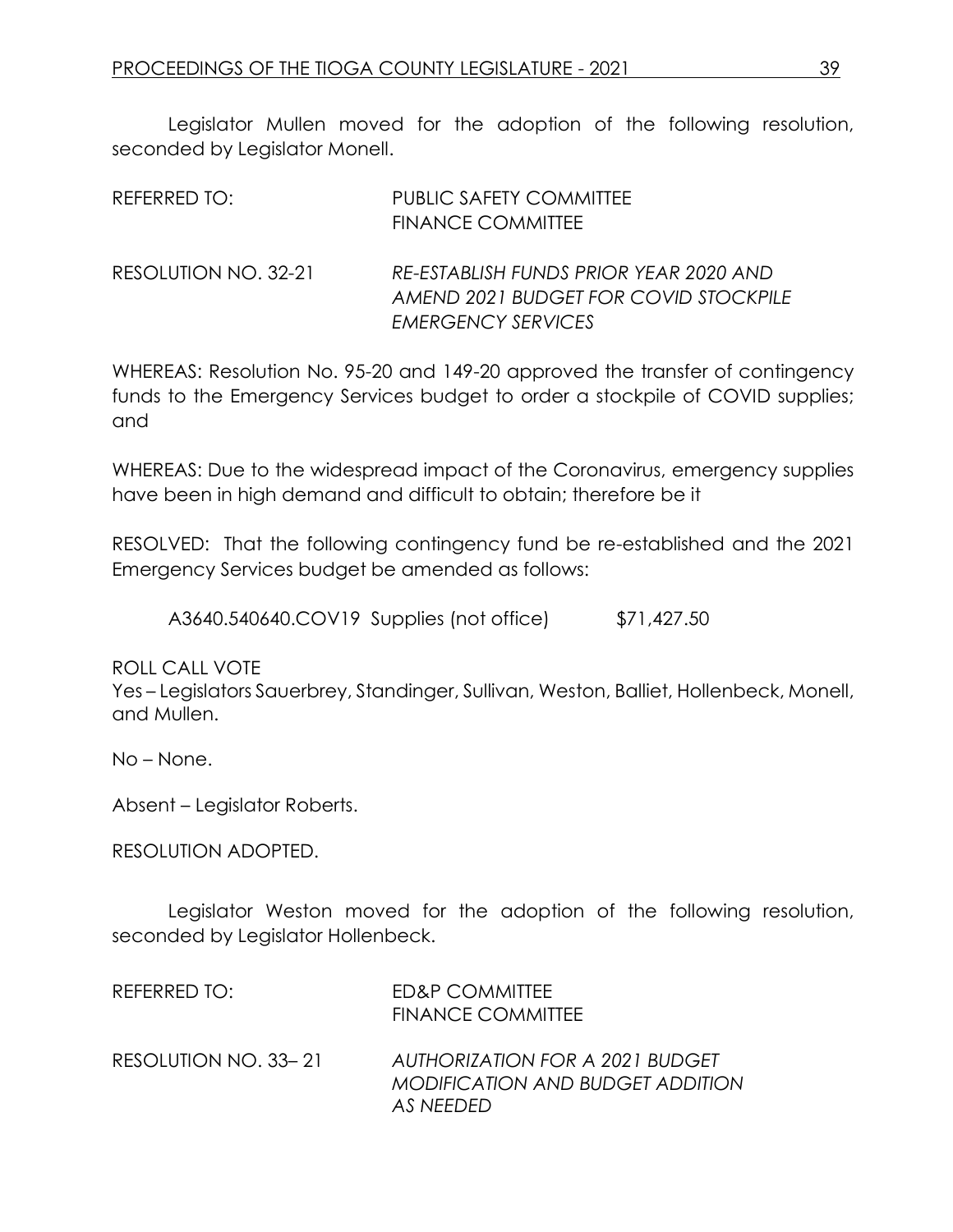Legislator Mullen moved for the adoption of the following resolution, seconded by Legislator Monell.

REFERRED TO: PUBLIC SAFETY COMMITTEE
FINANCE COMMITTEE

RESOLUTION NO. 32-21 *RE-ESTABLISH FUNDS PRIOR YEAR 2020 AND AMEND 2021 BUDGET FOR COVID STOCKPILE EMERGENCY SERVICES*

WHEREAS: Resolution No. 95-20 and 149-20 approved the transfer of contingency funds to the Emergency Services budget to order a stockpile of COVID supplies; and

WHEREAS: Due to the widespread impact of the Coronavirus, emergency supplies have been in high demand and difficult to obtain; therefore be it

RESOLVED: That the following contingency fund be re-established and the 2021 Emergency Services budget be amended as follows:

A3640.540640.COV19 Supplies (not office) $71,427.50

ROLL CALL VOTE
Yes – Legislators Sauerbrey, Standinger, Sullivan, Weston, Balliet, Hollenbeck, Monell, and Mullen.

No – None.

Absent – Legislator Roberts.

RESOLUTION ADOPTED.

Legislator Weston moved for the adoption of the following resolution, seconded by Legislator Hollenbeck.

REFERRED TO: ED&P COMMITTEE
FINANCE COMMITTEE

RESOLUTION NO. 33– 21 *AUTHORIZATION FOR A 2021 BUDGET MODIFICATION AND BUDGET ADDITION AS NEEDED*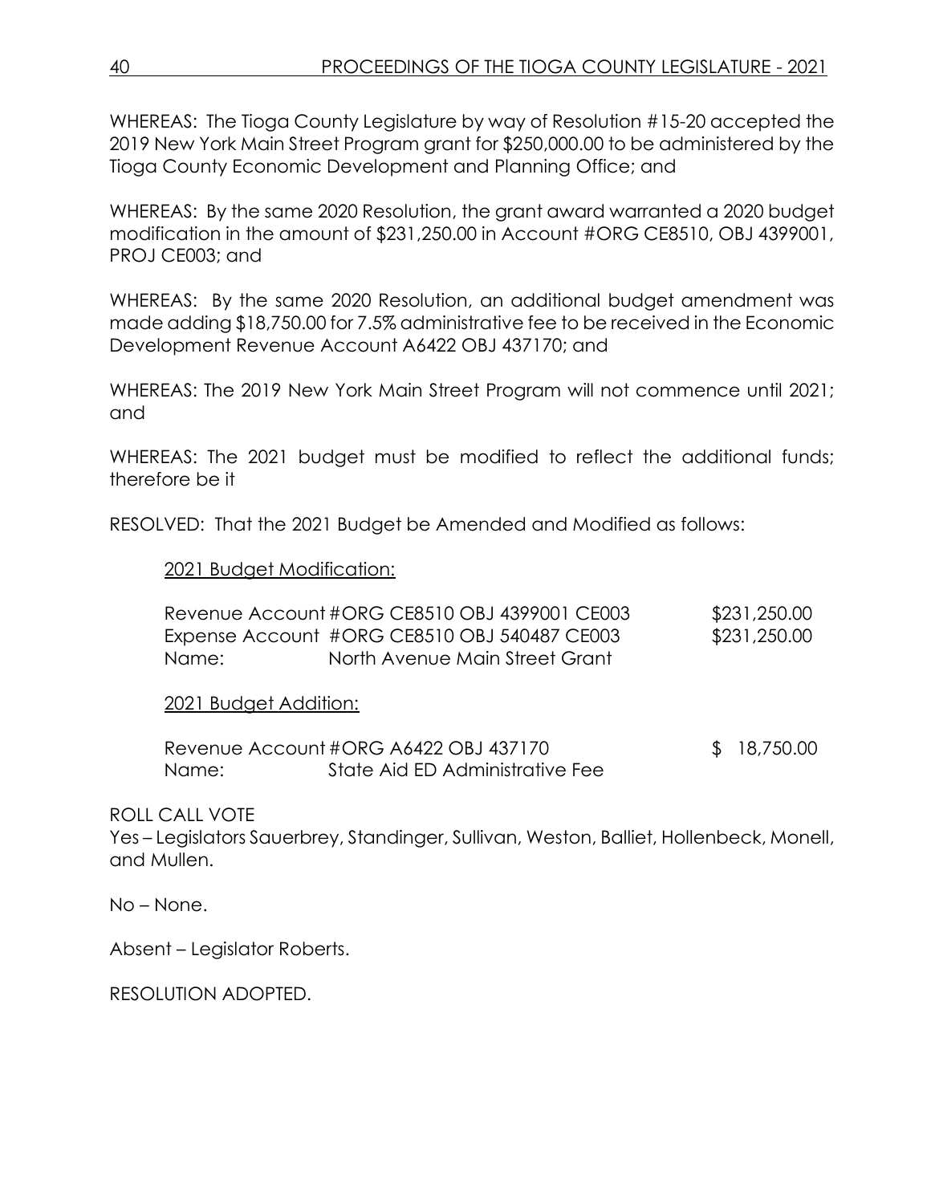WHEREAS: The Tioga County Legislature by way of Resolution #15-20 accepted the 2019 New York Main Street Program grant for $250,000.00 to be administered by the Tioga County Economic Development and Planning Office; and

WHEREAS: By the same 2020 Resolution, the grant award warranted a 2020 budget modification in the amount of $231,250.00 in Account #ORG CE8510, OBJ 4399001, PROJ CE003; and

WHEREAS: By the same 2020 Resolution, an additional budget amendment was made adding $18,750.00 for 7.5% administrative fee to be received in the Economic Development Revenue Account A6422 OBJ 437170; and

WHEREAS: The 2019 New York Main Street Program will not commence until 2021; and

WHEREAS: The 2021 budget must be modified to reflect the additional funds; therefore be it

RESOLVED: That the 2021 Budget be Amended and Modified as follows:

<u>2021 Budget Modification:</u>

| | | |
|---|---|---|
| Revenue Account | #ORG CE8510 OBJ 4399001 CE003 | $231,250.00 |
| Expense Account | #ORG CE8510 OBJ 540487 CE003 | $231,250.00 |
| Name: | North Avenue Main Street Grant | |

<u>2021 Budget Addition:</u>

| | | |
|---|---|---|
| Revenue Account | #ORG A6422 OBJ 437170 | $ 18,750.00 |
| Name: | State Aid ED Administrative Fee | |

ROLL CALL VOTE

Yes – Legislators Sauerbrey, Standinger, Sullivan, Weston, Balliet, Hollenbeck, Monell, and Mullen.

No – None.

Absent – Legislator Roberts.

RESOLUTION ADOPTED.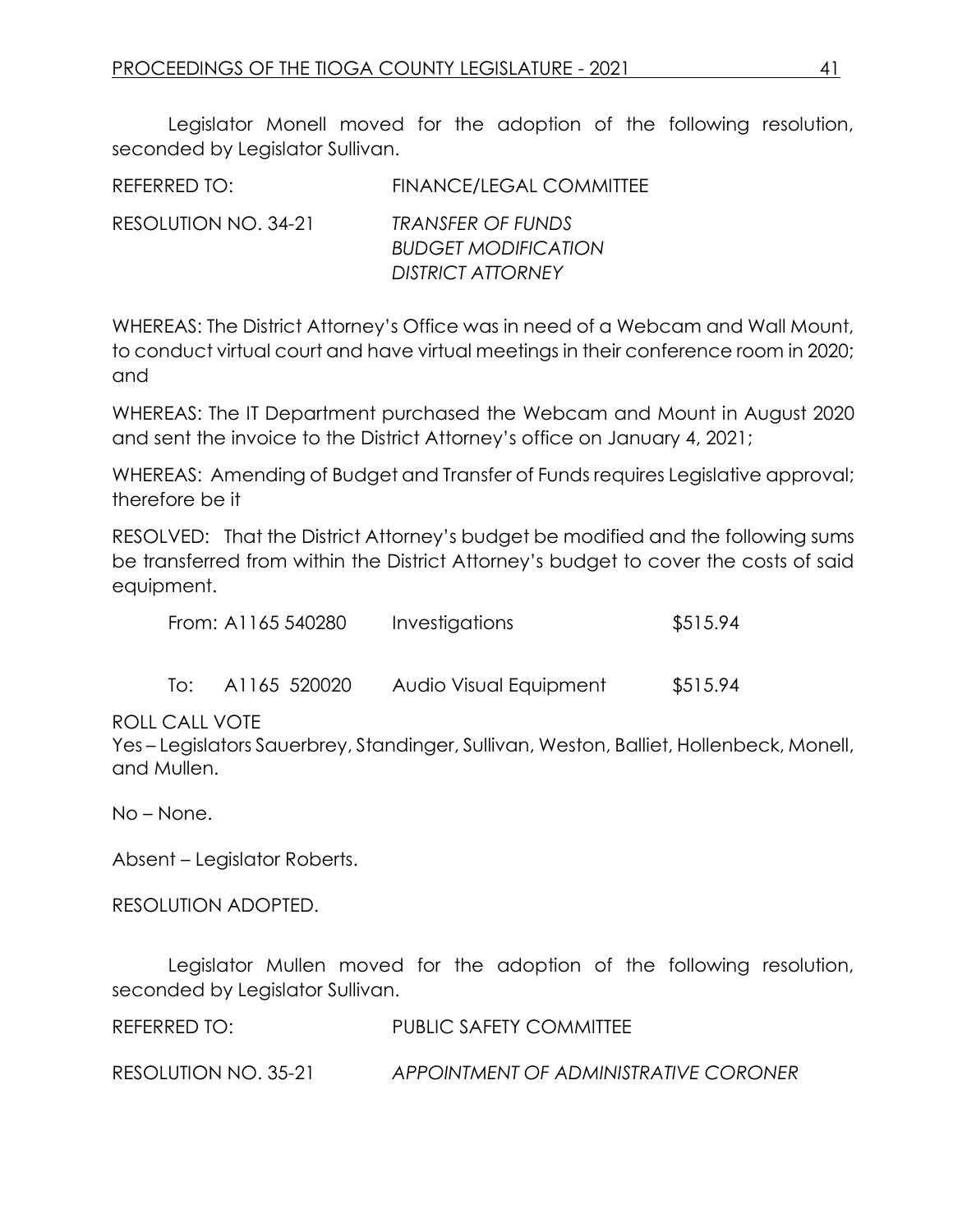Legislator Monell moved for the adoption of the following resolution, seconded by Legislator Sullivan.

REFERRED TO: FINANCE/LEGAL COMMITTEE

RESOLUTION NO. 34-21 *TRANSFER OF FUNDS*
*BUDGET MODIFICATION*
*DISTRICT ATTORNEY*

WHEREAS: The District Attorney's Office was in need of a Webcam and Wall Mount, to conduct virtual court and have virtual meetings in their conference room in 2020; and

WHEREAS: The IT Department purchased the Webcam and Mount in August 2020 and sent the invoice to the District Attorney's office on January 4, 2021;

WHEREAS: Amending of Budget and Transfer of Funds requires Legislative approval; therefore be it

RESOLVED: That the District Attorney's budget be modified and the following sums be transferred from within the District Attorney's budget to cover the costs of said equipment.

| | | | |
|---|---|---|---|
| From: | A1165 540280 | Investigations | $515.94 |
| To: | A1165 520020 | Audio Visual Equipment | $515.94 |

ROLL CALL VOTE
Yes – Legislators Sauerbrey, Standinger, Sullivan, Weston, Balliet, Hollenbeck, Monell, and Mullen.

No – None.

Absent – Legislator Roberts.

RESOLUTION ADOPTED.

Legislator Mullen moved for the adoption of the following resolution, seconded by Legislator Sullivan.

REFERRED TO: PUBLIC SAFETY COMMITTEE

RESOLUTION NO. 35-21 *APPOINTMENT OF ADMINISTRATIVE CORONER*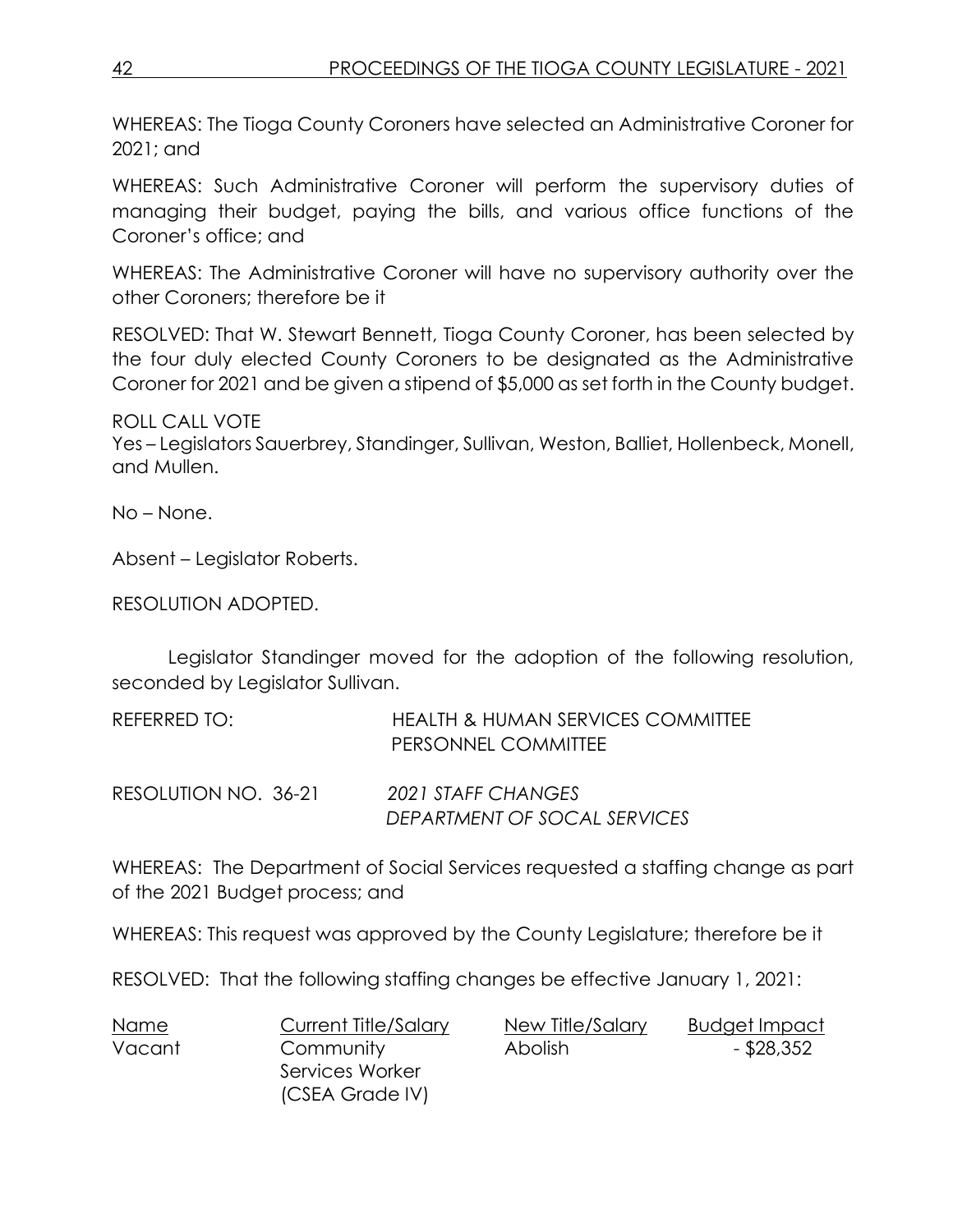WHEREAS: The Tioga County Coroners have selected an Administrative Coroner for 2021; and

WHEREAS: Such Administrative Coroner will perform the supervisory duties of managing their budget, paying the bills, and various office functions of the Coroner's office; and

WHEREAS: The Administrative Coroner will have no supervisory authority over the other Coroners; therefore be it

RESOLVED: That W. Stewart Bennett, Tioga County Coroner, has been selected by the four duly elected County Coroners to be designated as the Administrative Coroner for 2021 and be given a stipend of $5,000 as set forth in the County budget.

ROLL CALL VOTE
Yes – Legislators Sauerbrey, Standinger, Sullivan, Weston, Balliet, Hollenbeck, Monell, and Mullen.

No – None.

Absent – Legislator Roberts.

RESOLUTION ADOPTED.

Legislator Standinger moved for the adoption of the following resolution, seconded by Legislator Sullivan.

REFERRED TO: HEALTH & HUMAN SERVICES COMMITTEE
PERSONNEL COMMITTEE

RESOLUTION NO. 36-21 *2021 STAFF CHANGES*
*DEPARTMENT OF SOCAL SERVICES*

WHEREAS: The Department of Social Services requested a staffing change as part of the 2021 Budget process; and

WHEREAS: This request was approved by the County Legislature; therefore be it

RESOLVED: That the following staffing changes be effective January 1, 2021:

| Name | Current Title/Salary | New Title/Salary | Budget Impact |
|---|---|---|---|
| Vacant | Community Services Worker (CSEA Grade IV) | Abolish | - $28,352 |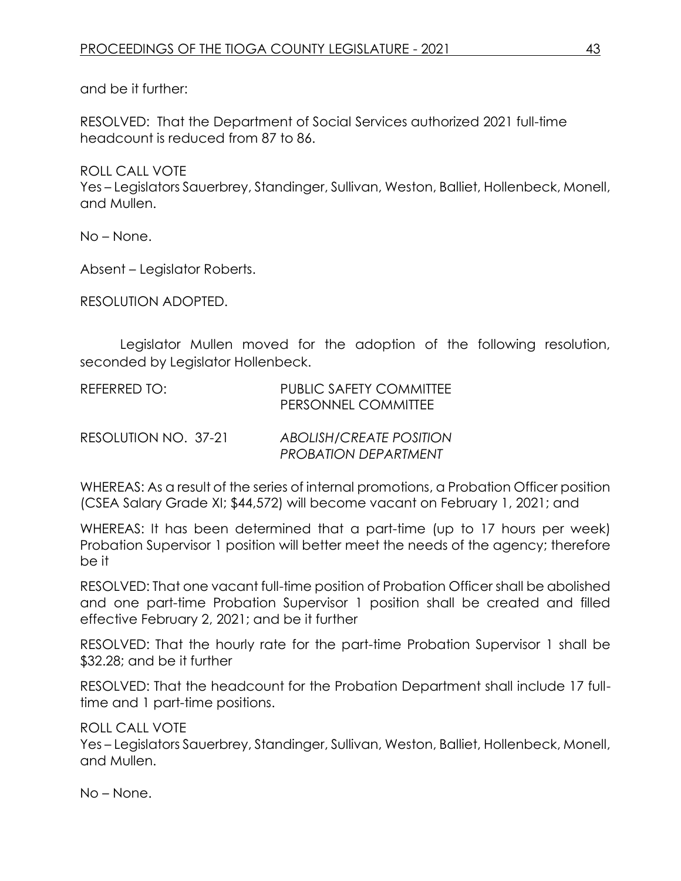and be it further:

RESOLVED: That the Department of Social Services authorized 2021 full-time headcount is reduced from 87 to 86.

ROLL CALL VOTE
Yes – Legislators Sauerbrey, Standinger, Sullivan, Weston, Balliet, Hollenbeck, Monell, and Mullen.

No – None.

Absent – Legislator Roberts.

RESOLUTION ADOPTED.

Legislator Mullen moved for the adoption of the following resolution, seconded by Legislator Hollenbeck.

REFERRED TO: PUBLIC SAFETY COMMITTEE
PERSONNEL COMMITTEE

RESOLUTION NO. 37-21 *ABOLISH/CREATE POSITION PROBATION DEPARTMENT*

WHEREAS: As a result of the series of internal promotions, a Probation Officer position (CSEA Salary Grade XI; $44,572) will become vacant on February 1, 2021; and

WHEREAS: It has been determined that a part-time (up to 17 hours per week) Probation Supervisor 1 position will better meet the needs of the agency; therefore be it

RESOLVED: That one vacant full-time position of Probation Officer shall be abolished and one part-time Probation Supervisor 1 position shall be created and filled effective February 2, 2021; and be it further

RESOLVED: That the hourly rate for the part-time Probation Supervisor 1 shall be $32.28; and be it further

RESOLVED: That the headcount for the Probation Department shall include 17 full-time and 1 part-time positions.

ROLL CALL VOTE
Yes – Legislators Sauerbrey, Standinger, Sullivan, Weston, Balliet, Hollenbeck, Monell, and Mullen.

No – None.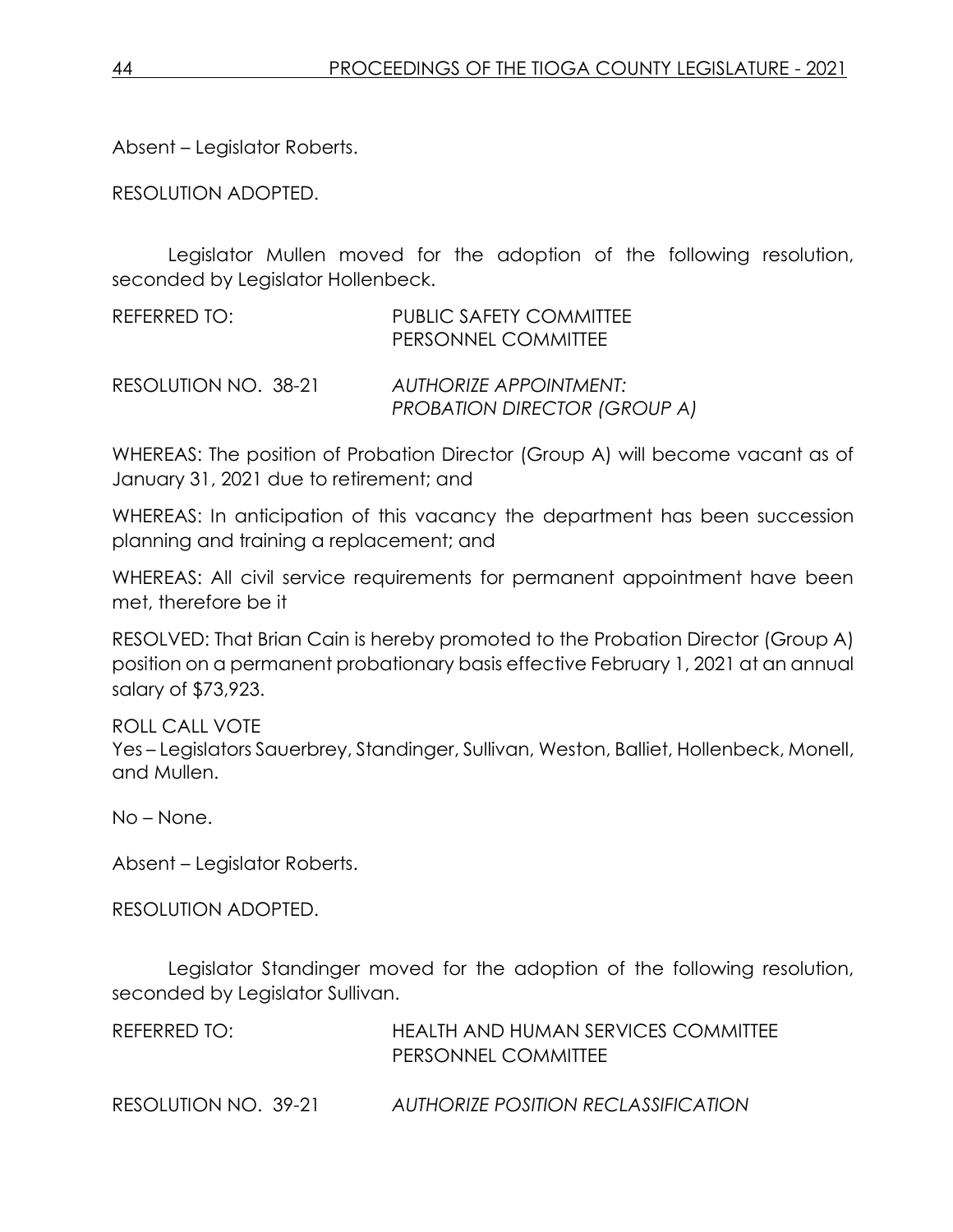Absent – Legislator Roberts.

RESOLUTION ADOPTED.

Legislator Mullen moved for the adoption of the following resolution, seconded by Legislator Hollenbeck.

REFERRED TO: PUBLIC SAFETY COMMITTEE
PERSONNEL COMMITTEE

RESOLUTION NO. 38-21 *AUTHORIZE APPOINTMENT: PROBATION DIRECTOR (GROUP A)*

WHEREAS: The position of Probation Director (Group A) will become vacant as of January 31, 2021 due to retirement; and

WHEREAS: In anticipation of this vacancy the department has been succession planning and training a replacement; and

WHEREAS: All civil service requirements for permanent appointment have been met, therefore be it

RESOLVED: That Brian Cain is hereby promoted to the Probation Director (Group A) position on a permanent probationary basis effective February 1, 2021 at an annual salary of $73,923.

ROLL CALL VOTE
Yes – Legislators Sauerbrey, Standinger, Sullivan, Weston, Balliet, Hollenbeck, Monell, and Mullen.

No – None.

Absent – Legislator Roberts.

RESOLUTION ADOPTED.

Legislator Standinger moved for the adoption of the following resolution, seconded by Legislator Sullivan.

REFERRED TO: HEALTH AND HUMAN SERVICES COMMITTEE
PERSONNEL COMMITTEE

RESOLUTION NO. 39-21 *AUTHORIZE POSITION RECLASSIFICATION*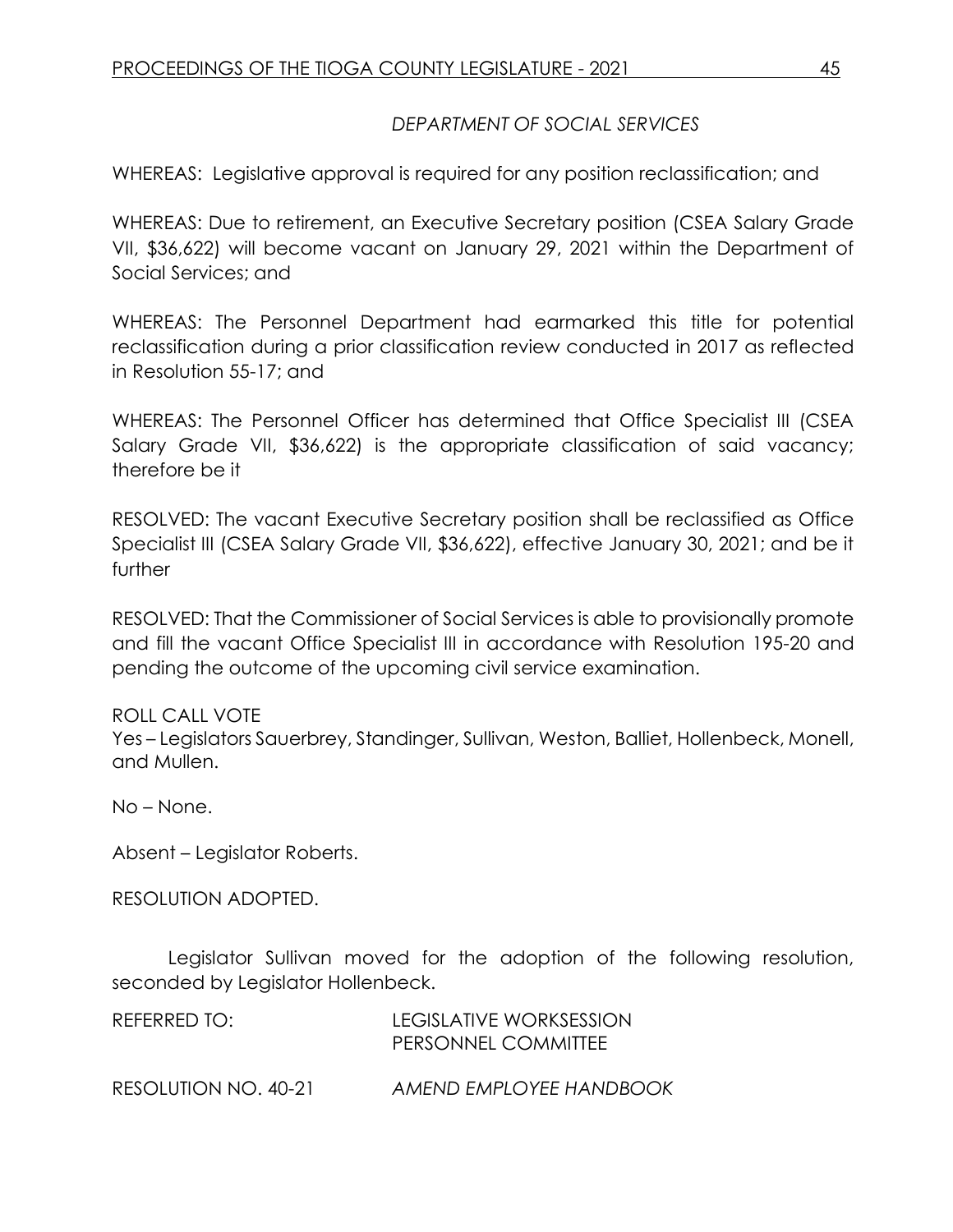*DEPARTMENT OF SOCIAL SERVICES*

WHEREAS: Legislative approval is required for any position reclassification; and

WHEREAS: Due to retirement, an Executive Secretary position (CSEA Salary Grade VII, $36,622) will become vacant on January 29, 2021 within the Department of Social Services; and

WHEREAS: The Personnel Department had earmarked this title for potential reclassification during a prior classification review conducted in 2017 as reflected in Resolution 55-17; and

WHEREAS: The Personnel Officer has determined that Office Specialist III (CSEA Salary Grade VII, $36,622) is the appropriate classification of said vacancy; therefore be it

RESOLVED: The vacant Executive Secretary position shall be reclassified as Office Specialist III (CSEA Salary Grade VII, $36,622), effective January 30, 2021; and be it further

RESOLVED: That the Commissioner of Social Services is able to provisionally promote and fill the vacant Office Specialist III in accordance with Resolution 195-20 and pending the outcome of the upcoming civil service examination.

ROLL CALL VOTE
Yes – Legislators Sauerbrey, Standinger, Sullivan, Weston, Balliet, Hollenbeck, Monell, and Mullen.

No – None.

Absent – Legislator Roberts.

RESOLUTION ADOPTED.

Legislator Sullivan moved for the adoption of the following resolution, seconded by Legislator Hollenbeck.

REFERRED TO: LEGISLATIVE WORKSESSION
PERSONNEL COMMITTEE

RESOLUTION NO. 40-21 *AMEND EMPLOYEE HANDBOOK*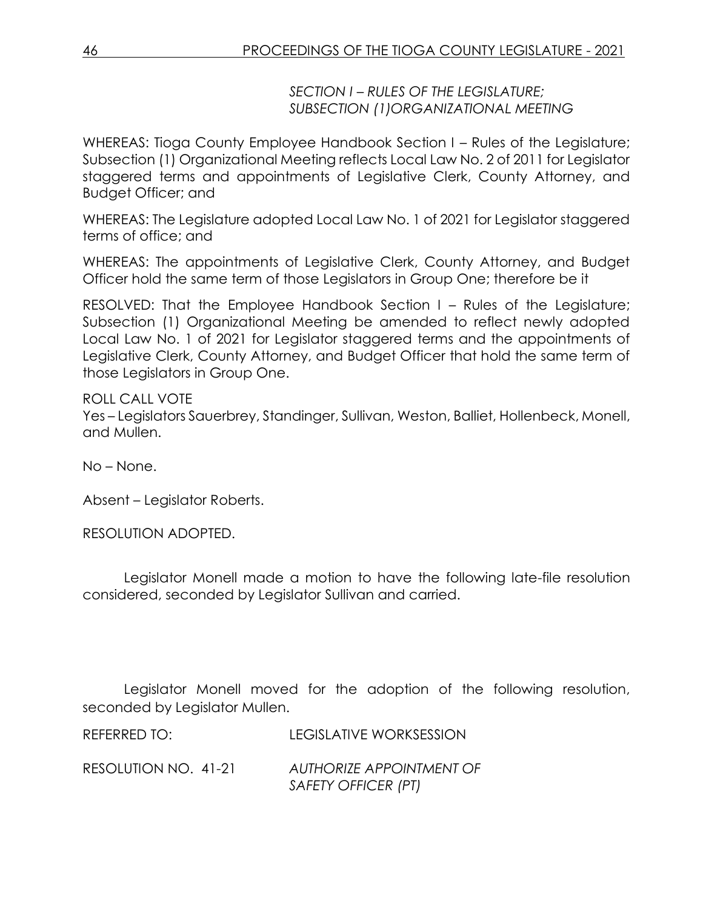*SECTION I – RULES OF THE LEGISLATURE; SUBSECTION (1)ORGANIZATIONAL MEETING*

WHEREAS: Tioga County Employee Handbook Section I – Rules of the Legislature; Subsection (1) Organizational Meeting reflects Local Law No. 2 of 2011 for Legislator staggered terms and appointments of Legislative Clerk, County Attorney, and Budget Officer; and

WHEREAS: The Legislature adopted Local Law No. 1 of 2021 for Legislator staggered terms of office; and

WHEREAS: The appointments of Legislative Clerk, County Attorney, and Budget Officer hold the same term of those Legislators in Group One; therefore be it

RESOLVED: That the Employee Handbook Section I – Rules of the Legislature; Subsection (1) Organizational Meeting be amended to reflect newly adopted Local Law No. 1 of 2021 for Legislator staggered terms and the appointments of Legislative Clerk, County Attorney, and Budget Officer that hold the same term of those Legislators in Group One.

ROLL CALL VOTE
Yes – Legislators Sauerbrey, Standinger, Sullivan, Weston, Balliet, Hollenbeck, Monell, and Mullen.

No – None.

Absent – Legislator Roberts.

RESOLUTION ADOPTED.

Legislator Monell made a motion to have the following late-file resolution considered, seconded by Legislator Sullivan and carried.

Legislator Monell moved for the adoption of the following resolution, seconded by Legislator Mullen.

REFERRED TO: LEGISLATIVE WORKSESSION

RESOLUTION NO. 41-21 *AUTHORIZE APPOINTMENT OF SAFETY OFFICER (PT)*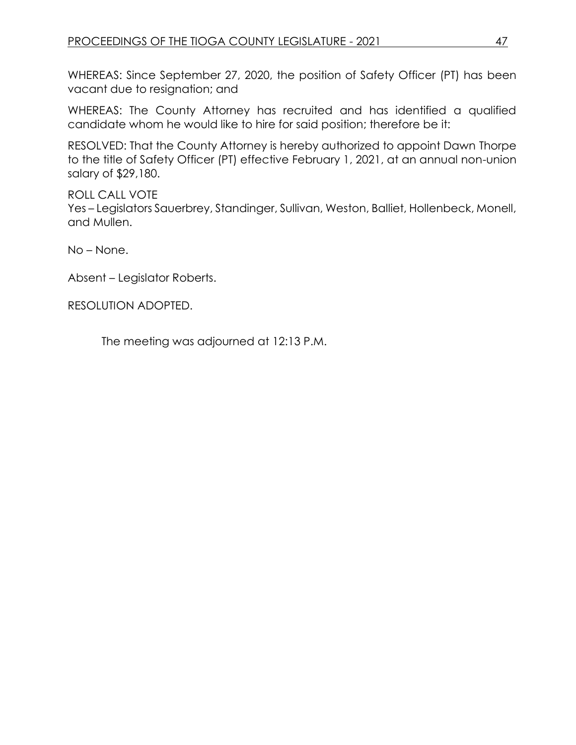WHEREAS: Since September 27, 2020, the position of Safety Officer (PT) has been vacant due to resignation; and

WHEREAS: The County Attorney has recruited and has identified a qualified candidate whom he would like to hire for said position; therefore be it:

RESOLVED: That the County Attorney is hereby authorized to appoint Dawn Thorpe to the title of Safety Officer (PT) effective February 1, 2021, at an annual non-union salary of $29,180.

ROLL CALL VOTE
Yes – Legislators Sauerbrey, Standinger, Sullivan, Weston, Balliet, Hollenbeck, Monell, and Mullen.

No – None.

Absent – Legislator Roberts.

RESOLUTION ADOPTED.

The meeting was adjourned at 12:13 P.M.